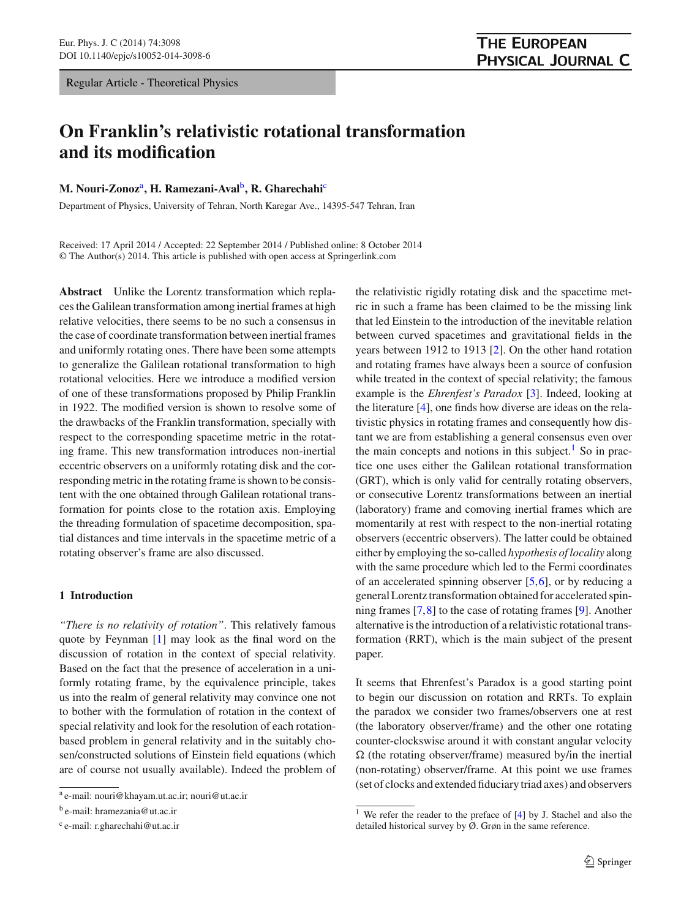Regular Article - Theoretical Physics

# On Franklin's relativistic rotational transformation and its modification

**M. Nouri-Zonoz**[a], **H. Ramezani-Aval**[b], **R. Gharechahi**[c]

Department of Physics, University of Tehran, North Karegar Ave., 14395-547 Tehran, Iran

Received: 17 April 2014 / Accepted: 22 September 2014 / Published online: 8 October 2014
© The Author(s) 2014. This article is published with open access at Springerlink.com

**Abstract** Unlike the Lorentz transformation which replaces the Galilean transformation among inertial frames at high relative velocities, there seems to be no such a consensus in the case of coordinate transformation between inertial frames and uniformly rotating ones. There have been some attempts to generalize the Galilean rotational transformation to high rotational velocities. Here we introduce a modified version of one of these transformations proposed by Philip Franklin in 1922. The modified version is shown to resolve some of the drawbacks of the Franklin transformation, specially with respect to the corresponding spacetime metric in the rotating frame. This new transformation introduces non-inertial eccentric observers on a uniformly rotating disk and the corresponding metric in the rotating frame is shown to be consistent with the one obtained through Galilean rotational transformation for points close to the rotation axis. Employing the threading formulation of spacetime decomposition, spatial distances and time intervals in the spacetime metric of a rotating observer's frame are also discussed.

## 1 Introduction

*"There is no relativity of rotation"*. This relatively famous quote by Feynman [1] may look as the final word on the discussion of rotation in the context of special relativity. Based on the fact that the presence of acceleration in a uniformly rotating frame, by the equivalence principle, takes us into the realm of general relativity may convince one not to bother with the formulation of rotation in the context of special relativity and look for the resolution of each rotation-based problem in general relativity and in the suitably chosen/constructed solutions of Einstein field equations (which are of course not usually available). Indeed the problem of the relativistic rigidly rotating disk and the spacetime metric in such a frame has been claimed to be the missing link that led Einstein to the introduction of the inevitable relation between curved spacetimes and gravitational fields in the years between 1912 to 1913 [2]. On the other hand rotation and rotating frames have always been a source of confusion while treated in the context of special relativity; the famous example is the *Ehrenfest's Paradox* [3]. Indeed, looking at the literature [4], one finds how diverse are ideas on the relativistic physics in rotating frames and consequently how distant we are from establishing a general consensus even over the main concepts and notions in this subject.[1] So in practice one uses either the Galilean rotational transformation (GRT), which is only valid for centrally rotating observers, or consecutive Lorentz transformations between an inertial (laboratory) frame and comoving inertial frames which are momentarily at rest with respect to the non-inertial rotating observers (eccentric observers). The latter could be obtained either by employing the so-called *hypothesis of locality* along with the same procedure which led to the Fermi coordinates of an accelerated spinning observer [5,6], or by reducing a general Lorentz transformation obtained for accelerated spinning frames [7,8] to the case of rotating frames [9]. Another alternative is the introduction of a relativistic rotational transformation (RRT), which is the main subject of the present paper.

It seems that Ehrenfest's Paradox is a good starting point to begin our discussion on rotation and RRTs. To explain the paradox we consider two frames/observers one at rest (the laboratory observer/frame) and the other one rotating counter-clockwise around it with constant angular velocity $\Omega$ (the rotating observer/frame) measured by/in the inertial (non-rotating) observer/frame. At this point we use frames (set of clocks and extended fiduciary triad axes) and observers

[a] e-mail: nouri@khayam.ut.ac.ir; nouri@ut.ac.ir

[b] e-mail: hramezania@ut.ac.ir

[c] e-mail: r.gharechahi@ut.ac.ir

[1] We refer the reader to the preface of [4] by J. Stachel and also the detailed historical survey by Ø. Grøn in the same reference.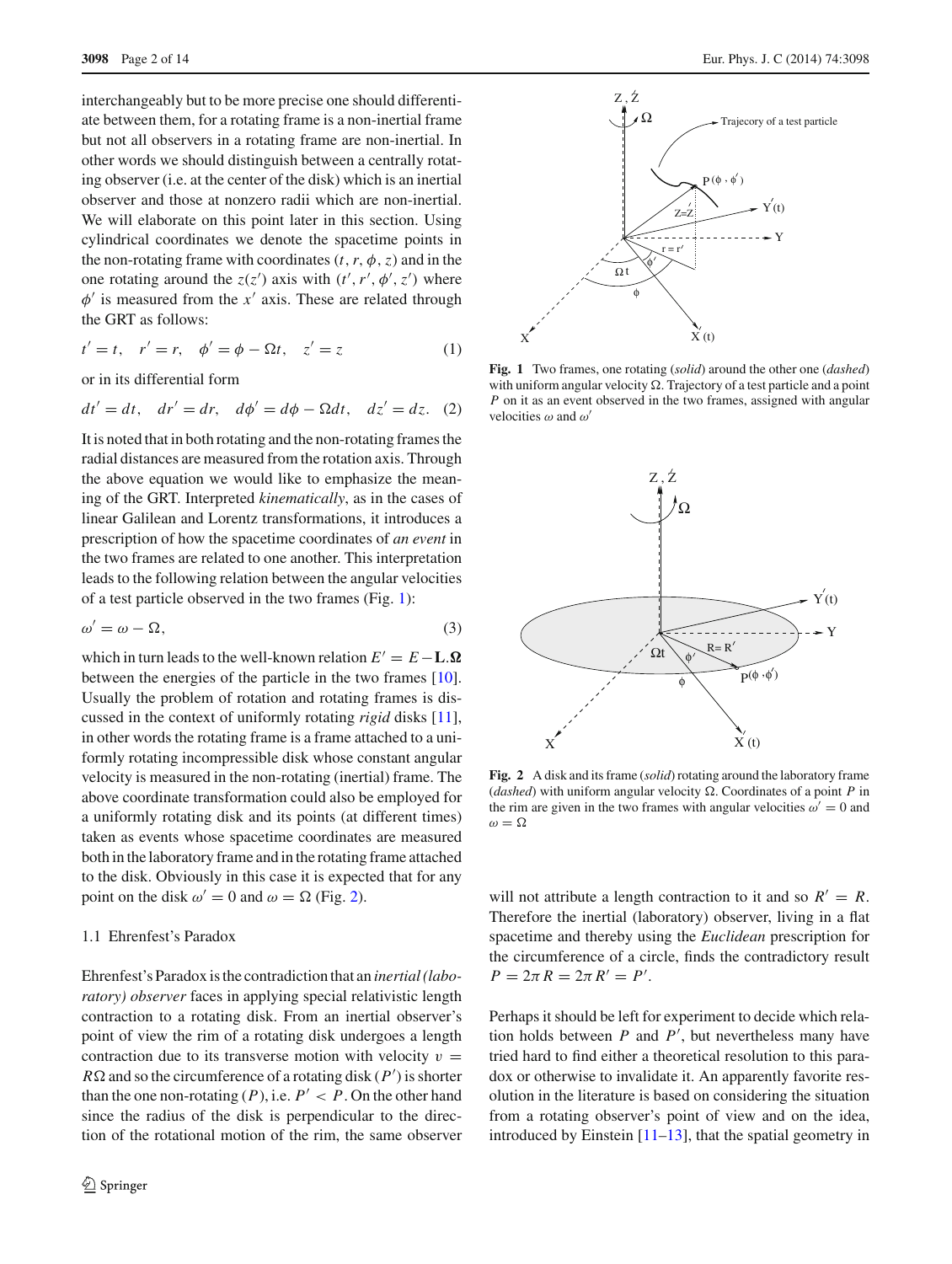interchangeably but to be more precise one should differentiate between them, for a rotating frame is a non-inertial frame but not all observers in a rotating frame are non-inertial. In other words we should distinguish between a centrally rotating observer (i.e. at the center of the disk) which is an inertial observer and those at nonzero radii which are non-inertial. We will elaborate on this point later in this section. Using cylindrical coordinates we denote the spacetime points in the non-rotating frame with coordinates $(t, r, \phi, z)$ and in the one rotating around the $z(z')$ axis with $(t', r', \phi', z')$ where $\phi'$ is measured from the $x'$ axis. These are related through the GRT as follows:

$$t' = t, \quad r' = r, \quad \phi' = \phi - \Omega t, \quad z' = z \tag{1}$$

or in its differential form

$$dt' = dt, \quad dr' = dr, \quad d\phi' = d\phi - \Omega dt, \quad dz' = dz. \tag{2}$$

It is noted that in both rotating and the non-rotating frames the radial distances are measured from the rotation axis. Through the above equation we would like to emphasize the meaning of the GRT. Interpreted *kinematically*, as in the cases of linear Galilean and Lorentz transformations, it introduces a prescription of how the spacetime coordinates of *an event* in the two frames are related to one another. This interpretation leads to the following relation between the angular velocities of a test particle observed in the two frames (Fig. 1):

$$\omega' = \omega - \Omega, \tag{3}$$

which in turn leads to the well-known relation $E' = E - \mathbf{L}.\mathbf{\Omega}$ between the energies of the particle in the two frames [10]. Usually the problem of rotation and rotating frames is discussed in the context of uniformly rotating *rigid* disks [11], in other words the rotating frame is a frame attached to a uniformly rotating incompressible disk whose constant angular velocity is measured in the non-rotating (inertial) frame. The above coordinate transformation could also be employed for a uniformly rotating disk and its points (at different times) taken as events whose spacetime coordinates are measured both in the laboratory frame and in the rotating frame attached to the disk. Obviously in this case it is expected that for any point on the disk $\omega' = 0$ and $\omega = \Omega$ (Fig. 2).

**Fig. 1** Two frames, one rotating (*solid*) around the other one (*dashed*) with uniform angular velocity $\Omega$. Trajectory of a test particle and a point $P$ on it as an event observed in the two frames, assigned with angular velocities $\omega$ and $\omega'$

**Fig. 2** A disk and its frame (*solid*) rotating around the laboratory frame (*dashed*) with uniform angular velocity $\Omega$. Coordinates of a point $P$ in the rim are given in the two frames with angular velocities $\omega' = 0$ and $\omega = \Omega$

### 1.1 Ehrenfest's Paradox

Ehrenfest's Paradox is the contradiction that an *inertial (laboratory) observer* faces in applying special relativistic length contraction to a rotating disk. From an inertial observer's point of view the rim of a rotating disk undergoes a length contraction due to its transverse motion with velocity $v = R\Omega$ and so the circumference of a rotating disk $(P')$ is shorter than the one non-rotating $(P)$, i.e. $P' < P$. On the other hand since the radius of the disk is perpendicular to the direction of the rotational motion of the rim, the same observer will not attribute a length contraction to it and so $R' = R$. Therefore the inertial (laboratory) observer, living in a flat spacetime and thereby using the *Euclidean* prescription for the circumference of a circle, finds the contradictory result $P = 2\pi R = 2\pi R' = P'$.

Perhaps it should be left for experiment to decide which relation holds between $P$ and $P'$, but nevertheless many have tried hard to find either a theoretical resolution to this paradox or otherwise to invalidate it. An apparently favorite resolution in the literature is based on considering the situation from a rotating observer's point of view and on the idea, introduced by Einstein [11–13], that the spatial geometry in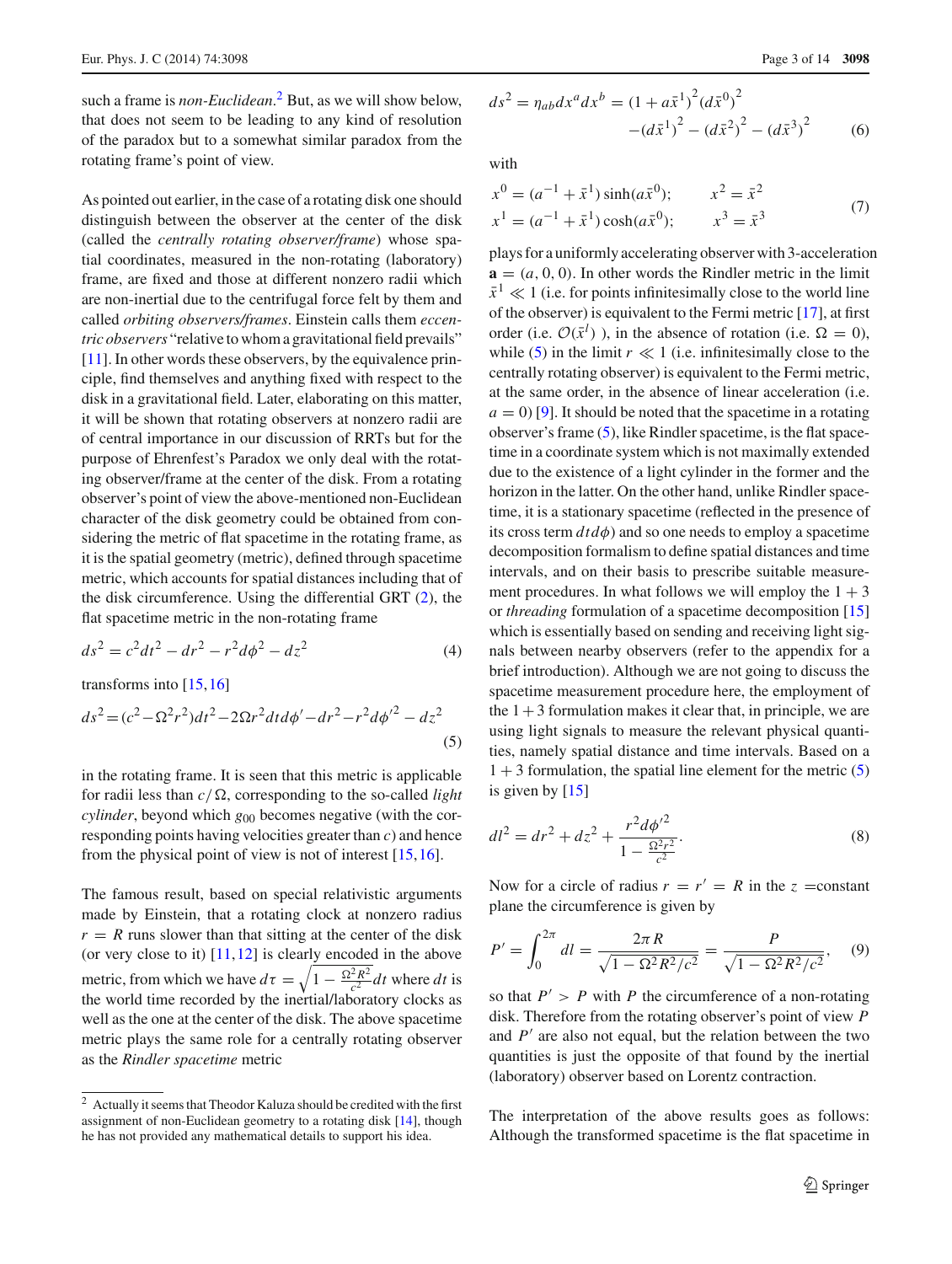such a frame is *non-Euclidean*.[2] But, as we will show below, that does not seem to be leading to any kind of resolution of the paradox but to a somewhat similar paradox from the rotating frame's point of view.

As pointed out earlier, in the case of a rotating disk one should distinguish between the observer at the center of the disk (called the *centrally rotating observer/frame*) whose spatial coordinates, measured in the non-rotating (laboratory) frame, are fixed and those at different nonzero radii which are non-inertial due to the centrifugal force felt by them and called *orbiting observers/frames*. Einstein calls them *eccentric observers* "relative to whom a gravitational field prevails" [11]. In other words these observers, by the equivalence principle, find themselves and anything fixed with respect to the disk in a gravitational field. Later, elaborating on this matter, it will be shown that rotating observers at nonzero radii are of central importance in our discussion of RRTs but for the purpose of Ehrenfest's Paradox we only deal with the rotating observer/frame at the center of the disk. From a rotating observer's point of view the above-mentioned non-Euclidean character of the disk geometry could be obtained from considering the metric of flat spacetime in the rotating frame, as it is the spatial geometry (metric), defined through spacetime metric, which accounts for spatial distances including that of the disk circumference. Using the differential GRT (2), the flat spacetime metric in the non-rotating frame

$$ds^2 = c^2dt^2 - dr^2 - r^2d\phi^2 - dz^2 \tag{4}$$

transforms into [15,16]

$$ds^2 = (c^2 - \Omega^2 r^2)dt^2 - 2\Omega r^2 dt d\phi' - dr^2 - r^2 d\phi'^2 - dz^2 \tag{5}$$

in the rotating frame. It is seen that this metric is applicable for radii less than $c/\Omega$, corresponding to the so-called *light cylinder*, beyond which $g_{00}$ becomes negative (with the corresponding points having velocities greater than $c$) and hence from the physical point of view is not of interest [15,16].

The famous result, based on special relativistic arguments made by Einstein, that a rotating clock at nonzero radius $r = R$ runs slower than that sitting at the center of the disk (or very close to it) [11,12] is clearly encoded in the above metric, from which we have $d\tau = \sqrt{1 - \frac{\Omega^2 R^2}{c^2}}dt$ where $dt$ is the world time recorded by the inertial/laboratory clocks as well as the one at the center of the disk. The above spacetime metric plays the same role for a centrally rotating observer as the *Rindler spacetime* metric

$$ds^2 = \eta_{ab}dx^a dx^b = (1 + a\bar{x}^1)^2(d\bar{x}^0)^2 - (d\bar{x}^1)^2 - (d\bar{x}^2)^2 - (d\bar{x}^3)^2 \tag{6}$$

with

$$\begin{aligned} x^0 &= (a^{-1} + \bar{x}^1)\sinh(a\bar{x}^0); \qquad x^2 = \bar{x}^2 \\ x^1 &= (a^{-1} + \bar{x}^1)\cosh(a\bar{x}^0); \qquad x^3 = \bar{x}^3 \end{aligned} \tag{7}$$

plays for a uniformly accelerating observer with 3-acceleration $\mathbf{a} = (a, 0, 0)$. In other words the Rindler metric in the limit $\bar{x}^1 \ll 1$ (i.e. for points infinitesimally close to the world line of the observer) is equivalent to the Fermi metric [17], at first order (i.e. $\mathcal{O}(\bar{x}^l)$ ), in the absence of rotation (i.e. $\Omega = 0$), while (5) in the limit $r \ll 1$ (i.e. infinitesimally close to the centrally rotating observer) is equivalent to the Fermi metric, at the same order, in the absence of linear acceleration (i.e. $a = 0$) [9]. It should be noted that the spacetime in a rotating observer's frame (5), like Rindler spacetime, is the flat spacetime in a coordinate system which is not maximally extended due to the existence of a light cylinder in the former and the horizon in the latter. On the other hand, unlike Rindler spacetime, it is a stationary spacetime (reflected in the presence of its cross term $dt d\phi$) and so one needs to employ a spacetime decomposition formalism to define spatial distances and time intervals, and on their basis to prescribe suitable measurement procedures. In what follows we will employ the $1+3$ or *threading* formulation of a spacetime decomposition [15] which is essentially based on sending and receiving light signals between nearby observers (refer to the appendix for a brief introduction). Although we are not going to discuss the spacetime measurement procedure here, the employment of the $1+3$ formulation makes it clear that, in principle, we are using light signals to measure the relevant physical quantities, namely spatial distance and time intervals. Based on a $1+3$ formulation, the spatial line element for the metric (5) is given by [15]

$$dl^2 = dr^2 + dz^2 + \frac{r^2 d\phi'^2}{1 - \frac{\Omega^2 r^2}{c^2}}. \tag{8}$$

Now for a circle of radius $r = r' = R$ in the $z =$constant plane the circumference is given by

$$P' = \int_0^{2\pi} dl = \frac{2\pi R}{\sqrt{1 - \Omega^2 R^2/c^2}} = \frac{P}{\sqrt{1 - \Omega^2 R^2/c^2}}, \tag{9}$$

so that $P' > P$ with $P$ the circumference of a non-rotating disk. Therefore from the rotating observer's point of view $P$ and $P'$ are also not equal, but the relation between the two quantities is just the opposite of that found by the inertial (laboratory) observer based on Lorentz contraction.

The interpretation of the above results goes as follows: Although the transformed spacetime is the flat spacetime in

[2] Actually it seems that Theodor Kaluza should be credited with the first assignment of non-Euclidean geometry to a rotating disk [14], though he has not provided any mathematical details to support his idea.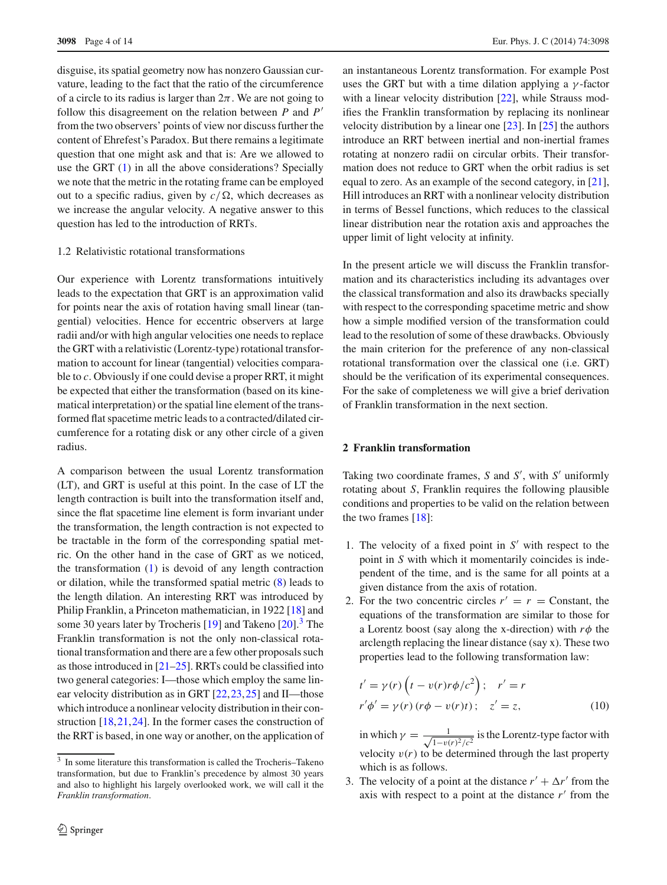disguise, its spatial geometry now has nonzero Gaussian curvature, leading to the fact that the ratio of the circumference of a circle to its radius is larger than $2\pi$. We are not going to follow this disagreement on the relation between $P$ and $P'$ from the two observers' points of view nor discuss further the content of Ehrefest's Paradox. But there remains a legitimate question that one might ask and that is: Are we allowed to use the GRT (1) in all the above considerations? Specially we note that the metric in the rotating frame can be employed out to a specific radius, given by $c/\Omega$, which decreases as we increase the angular velocity. A negative answer to this question has led to the introduction of RRTs.

### 1.2 Relativistic rotational transformations

Our experience with Lorentz transformations intuitively leads to the expectation that GRT is an approximation valid for points near the axis of rotation having small linear (tangential) velocities. Hence for eccentric observers at large radii and/or with high angular velocities one needs to replace the GRT with a relativistic (Lorentz-type) rotational transformation to account for linear (tangential) velocities comparable to $c$. Obviously if one could devise a proper RRT, it might be expected that either the transformation (based on its kinematical interpretation) or the spatial line element of the transformed flat spacetime metric leads to a contracted/dilated circumference for a rotating disk or any other circle of a given radius.

A comparison between the usual Lorentz transformation (LT), and GRT is useful at this point. In the case of LT the length contraction is built into the transformation itself and, since the flat spacetime line element is form invariant under the transformation, the length contraction is not expected to be tractable in the form of the corresponding spatial metric. On the other hand in the case of GRT as we noticed, the transformation (1) is devoid of any length contraction or dilation, while the transformed spatial metric (8) leads to the length dilation. An interesting RRT was introduced by Philip Franklin, a Princeton mathematician, in 1922 [18] and some 30 years later by Trocheris [19] and Takeno [20].[3] The Franklin transformation is not the only non-classical rotational transformation and there are a few other proposals such as those introduced in [21–25]. RRTs could be classified into two general categories: I—those which employ the same linear velocity distribution as in GRT [22,23,25] and II—those which introduce a nonlinear velocity distribution in their construction [18,21,24]. In the former cases the construction of the RRT is based, in one way or another, on the application of an instantaneous Lorentz transformation. For example Post uses the GRT but with a time dilation applying a $\gamma$-factor with a linear velocity distribution [22], while Strauss modifies the Franklin transformation by replacing its nonlinear velocity distribution by a linear one [23]. In [25] the authors introduce an RRT between inertial and non-inertial frames rotating at nonzero radii on circular orbits. Their transformation does not reduce to GRT when the orbit radius is set equal to zero. As an example of the second category, in [21], Hill introduces an RRT with a nonlinear velocity distribution in terms of Bessel functions, which reduces to the classical linear distribution near the rotation axis and approaches the upper limit of light velocity at infinity.

In the present article we will discuss the Franklin transformation and its characteristics including its advantages over the classical transformation and also its drawbacks specially with respect to the corresponding spacetime metric and show how a simple modified version of the transformation could lead to the resolution of some of these drawbacks. Obviously the main criterion for the preference of any non-classical rotational transformation over the classical one (i.e. GRT) should be the verification of its experimental consequences. For the sake of completeness we will give a brief derivation of Franklin transformation in the next section.

## 2 Franklin transformation

Taking two coordinate frames, $S$ and $S'$, with $S'$ uniformly rotating about $S$, Franklin requires the following plausible conditions and properties to be valid on the relation between the two frames [18]:

1. The velocity of a fixed point in $S'$ with respect to the point in $S$ with which it momentarily coincides is independent of the time, and is the same for all points at a given distance from the axis of rotation.
2. For the two concentric circles $r' = r =$ Constant, the equations of the transformation are similar to those for a Lorentz boost (say along the x-direction) with $r\phi$ the arclength replacing the linear distance (say x). These two properties lead to the following transformation law:

$$
\begin{aligned}
t' &= \gamma(r)\left(t - v(r)r\phi/c^2\right); \quad r' = r \\
r'\phi' &= \gamma(r)\left(r\phi - v(r)t\right); \quad z' = z,
\end{aligned}
\tag{10}
$$

in which $\gamma = \frac{1}{\sqrt{1-v(r)^2/c^2}}$ is the Lorentz-type factor with velocity $v(r)$ to be determined through the last property which is as follows.

3. The velocity of a point at the distance $r' + \Delta r'$ from the axis with respect to a point at the distance $r'$ from the

---

[3] In some literature this transformation is called the Trocheris–Takeno transformation, but due to Franklin's precedence by almost 30 years and also to highlight his largely overlooked work, we will call it the *Franklin transformation*.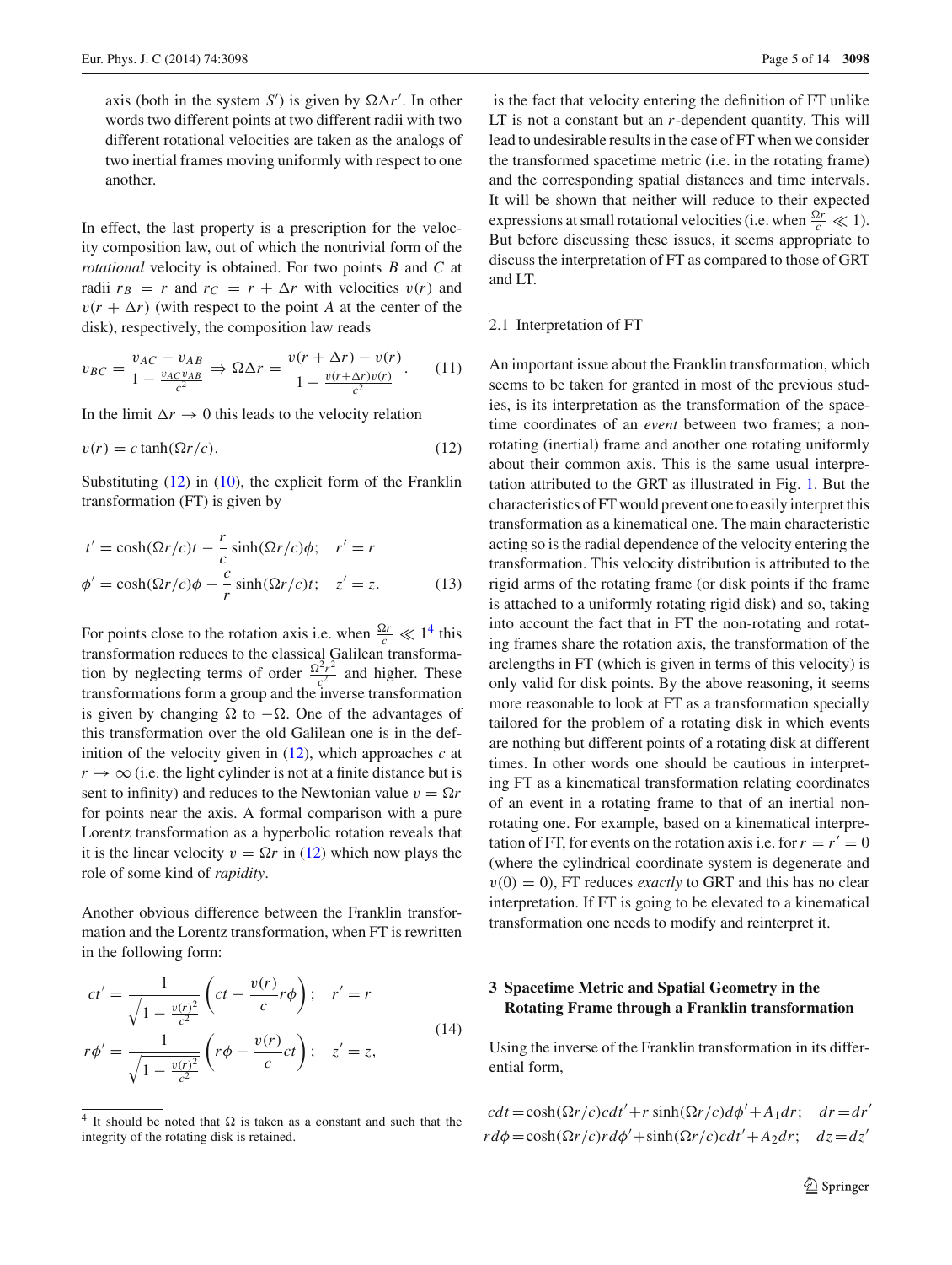axis (both in the system $S'$) is given by $\Omega\Delta r'$. In other words two different points at two different radii with two different rotational velocities are taken as the analogs of two inertial frames moving uniformly with respect to one another.

In effect, the last property is a prescription for the velocity composition law, out of which the nontrivial form of the *rotational* velocity is obtained. For two points $B$ and $C$ at radii $r_B = r$ and $r_C = r + \Delta r$ with velocities $v(r)$ and $v(r + \Delta r)$ (with respect to the point $A$ at the center of the disk), respectively, the composition law reads

$$v_{BC} = \frac{v_{AC} - v_{AB}}{1 - \frac{v_{AC}v_{AB}}{c^2}} \Rightarrow \Omega\Delta r = \frac{v(r + \Delta r) - v(r)}{1 - \frac{v(r+\Delta r)v(r)}{c^2}}. \tag{11}$$

In the limit $\Delta r \to 0$ this leads to the velocity relation

$$v(r) = c\tanh(\Omega r/c). \tag{12}$$

Substituting (12) in (10), the explicit form of the Franklin transformation (FT) is given by

$$t' = \cosh(\Omega r/c)t - \frac{r}{c}\sinh(\Omega r/c)\phi; \quad r' = r$$
$$\phi' = \cosh(\Omega r/c)\phi - \frac{c}{r}\sinh(\Omega r/c)t; \quad z' = z. \tag{13}$$

For points close to the rotation axis i.e. when $\frac{\Omega r}{c} \ll 1$[4] this transformation reduces to the classical Galilean transformation by neglecting terms of order $\frac{\Omega^2 r^2}{c^2}$ and higher. These transformations form a group and the inverse transformation is given by changing $\Omega$ to $-\Omega$. One of the advantages of this transformation over the old Galilean one is in the definition of the velocity given in (12), which approaches $c$ at $r \to \infty$ (i.e. the light cylinder is not at a finite distance but is sent to infinity) and reduces to the Newtonian value $v = \Omega r$ for points near the axis. A formal comparison with a pure Lorentz transformation as a hyperbolic rotation reveals that it is the linear velocity $v = \Omega r$ in (12) which now plays the role of some kind of *rapidity*.

Another obvious difference between the Franklin transformation and the Lorentz transformation, when FT is rewritten in the following form:

$$ct' = \frac{1}{\sqrt{1 - \frac{v(r)^2}{c^2}}}\left(ct - \frac{v(r)}{c}r\phi\right); \quad r' = r$$
$$r\phi' = \frac{1}{\sqrt{1 - \frac{v(r)^2}{c^2}}}\left(r\phi - \frac{v(r)}{c}ct\right); \quad z' = z, \tag{14}$$

is the fact that velocity entering the definition of FT unlike LT is not a constant but an $r$-dependent quantity. This will lead to undesirable results in the case of FT when we consider the transformed spacetime metric (i.e. in the rotating frame) and the corresponding spatial distances and time intervals. It will be shown that neither will reduce to their expected expressions at small rotational velocities (i.e. when $\frac{\Omega r}{c} \ll 1$). But before discussing these issues, it seems appropriate to discuss the interpretation of FT as compared to those of GRT and LT.

### 2.1 Interpretation of FT

An important issue about the Franklin transformation, which seems to be taken for granted in most of the previous studies, is its interpretation as the transformation of the spacetime coordinates of an *event* between two frames; a non-rotating (inertial) frame and another one rotating uniformly about their common axis. This is the same usual interpretation attributed to the GRT as illustrated in Fig. 1. But the characteristics of FT would prevent one to easily interpret this transformation as a kinematical one. The main characteristic acting so is the radial dependence of the velocity entering the transformation. This velocity distribution is attributed to the rigid arms of the rotating frame (or disk points if the frame is attached to a uniformly rotating rigid disk) and so, taking into account the fact that in FT the non-rotating and rotating frames share the rotation axis, the transformation of the arclengths in FT (which is given in terms of this velocity) is only valid for disk points. By the above reasoning, it seems more reasonable to look at FT as a transformation specially tailored for the problem of a rotating disk in which events are nothing but different points of a rotating disk at different times. In other words one should be cautious in interpreting FT as a kinematical transformation relating coordinates of an event in a rotating frame to that of an inertial non-rotating one. For example, based on a kinematical interpretation of FT, for events on the rotation axis i.e. for $r = r' = 0$ (where the cylindrical coordinate system is degenerate and $v(0) = 0$), FT reduces *exactly* to GRT and this has no clear interpretation. If FT is going to be elevated to a kinematical transformation one needs to modify and reinterpret it.

## 3 Spacetime Metric and Spatial Geometry in the Rotating Frame through a Franklin transformation

Using the inverse of the Franklin transformation in its differential form,

$$cdt = \cosh(\Omega r/c)cdt' + r\sinh(\Omega r/c)d\phi' + A_1 dr; \quad dr = dr'$$
$$rd\phi = \cosh(\Omega r/c)rd\phi' + \sinh(\Omega r/c)cdt' + A_2 dr; \quad dz = dz'$$

[4] It should be noted that $\Omega$ is taken as a constant and such that the integrity of the rotating disk is retained.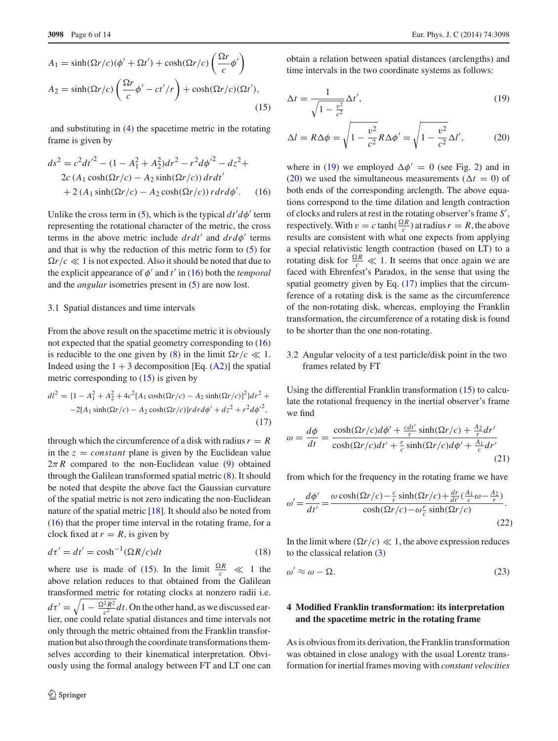$$A_1 = \sinh(\Omega r/c)(\phi' + \Omega t') + \cosh(\Omega r/c)\left(\frac{\Omega r}{c}\phi'\right)$$

$$A_2 = \sinh(\Omega r/c)\left(\frac{\Omega r}{c}\phi' - ct'/r\right) + \cosh(\Omega r/c)(\Omega t'), \tag{15}$$

and substituting in (4) the spacetime metric in the rotating frame is given by

$$\begin{aligned} ds^2 = {} & c^2 dt'^2 - (1 - A_1^2 + A_2^2)dr^2 - r^2 d\phi'^2 - dz^2 + \\ & 2c\,(A_1 \cosh(\Omega r/c) - A_2 \sinh(\Omega r/c))\, dr dt' \\ & + 2\,(A_1 \sinh(\Omega r/c) - A_2 \cosh(\Omega r/c))\, r dr d\phi'. \end{aligned} \tag{16}$$

Unlike the cross term in (5), which is the typical $dt'd\phi'$ term representing the rotational character of the metric, the cross terms in the above metric include $drdt'$ and $drd\phi'$ terms and that is why the reduction of this metric form to (5) for $\Omega r/c \ll 1$ is not expected. Also it should be noted that due to the explicit appearance of $\phi'$ and $t'$ in (16) both the *temporal* and the *angular* isometries present in (5) are now lost.

### 3.1 Spatial distances and time intervals

From the above result on the spacetime metric it is obviously not expected that the spatial geometry corresponding to (16) is reducible to the one given by (8) in the limit $\Omega r/c \ll 1$. Indeed using the 1 + 3 decomposition [Eq. (A2)] the spatial metric corresponding to (15) is given by

$$\begin{aligned} dl^2 = {} & \{1 - A_1^2 + A_2^2 + 4c^2[A_1 \cosh(\Omega r/c) - A_2 \sinh(\Omega r/c)]^2\}dr^2 + \\ & -2[A_1 \sinh(\Omega r/c) - A_2 \cosh(\Omega r/c)]r dr d\phi' + dz^2 + r^2 d\phi'^2, \end{aligned} \tag{17}$$

through which the circumference of a disk with radius $r = R$ in the $z = constant$ plane is given by the Euclidean value $2\pi R$ compared to the non-Euclidean value (9) obtained through the Galilean transformed spatial metric (8). It should be noted that despite the above fact the Gaussian curvature of the spatial metric is not zero indicating the non-Euclidean nature of the spatial metric [18]. It should also be noted from (16) that the proper time interval in the rotating frame, for a clock fixed at $r = R$, is given by

$$d\tau' = dt' = \cosh^{-1}(\Omega R/c)dt \tag{18}$$

where use is made of (15). In the limit $\frac{\Omega R}{c} \ll 1$ the above relation reduces to that obtained from the Galilean transformed metric for rotating clocks at nonzero radii i.e. $d\tau' = \sqrt{1 - \frac{\Omega^2 R^2}{c^2}}dt$. On the other hand, as we discussed earlier, one could relate spatial distances and time intervals not only through the metric obtained from the Franklin transformation but also through the coordinate transformations themselves according to their kinematical interpretation. Obviously using the formal analogy between FT and LT one can obtain a relation between spatial distances (arclengths) and time intervals in the two coordinate systems as follows:

$$\Delta t = \frac{1}{\sqrt{1 - \frac{v^2}{c^2}}}\Delta t', \tag{19}$$

$$\Delta l = R\Delta\phi = \sqrt{1 - \frac{v^2}{c^2}}R\Delta\phi' = \sqrt{1 - \frac{v^2}{c^2}}\Delta l', \tag{20}$$

where in (19) we employed $\Delta\phi' = 0$ (see Fig. 2) and in (20) we used the simultaneous measurements ($\Delta t = 0$) of both ends of the corresponding arclength. The above equations correspond to the time dilation and length contraction of clocks and rulers at rest in the rotating observer's frame $S'$, respectively. With $v = c\tanh(\frac{\Omega R}{c})$ at radius $r = R$, the above results are consistent with what one expects from applying a special relativistic length contraction (based on LT) to a rotating disk for $\frac{\Omega R}{c} \ll 1$. It seems that once again we are faced with Ehrenfest's Paradox, in the sense that using the spatial geometry given by Eq. (17) implies that the circumference of a rotating disk is the same as the circumference of the non-rotating disk, whereas, employing the Franklin transformation, the circumference of a rotating disk is found to be shorter than the one non-rotating.

### 3.2 Angular velocity of a test particle/disk point in the two frames related by FT

Using the differential Franklin transformation (15) to calculate the rotational frequency in the inertial observer's frame we find

$$\omega = \frac{d\phi}{dt} = \frac{\cosh(\Omega r/c)d\phi' + \frac{cdt'}{r}\sinh(\Omega r/c) + \frac{A_2}{r}dr'}{\cosh(\Omega r/c)dt' + \frac{r}{c}\sinh(\Omega r/c)d\phi' + \frac{A_1}{c}dr'} \tag{21}$$

from which for the frequency in the rotating frame we have

$$\omega' = \frac{d\phi'}{dt'} = \frac{\omega\cosh(\Omega r/c) - \frac{c}{r}\sinh(\Omega r/c) + \frac{dr}{dt'}(\frac{A_1}{c}\omega - \frac{A_2}{r})}{\cosh(\Omega r/c) - \omega\frac{r}{c}\sinh(\Omega r/c)}. \tag{22}$$

In the limit where $(\Omega r/c) \ll 1$, the above expression reduces to the classical relation (3)

$$\omega' \approx \omega - \Omega. \tag{23}$$

## 4 Modified Franklin transformation: its interpretation and the spacetime metric in the rotating frame

As is obvious from its derivation, the Franklin transformation was obtained in close analogy with the usual Lorentz transformation for inertial frames moving with *constant velocities*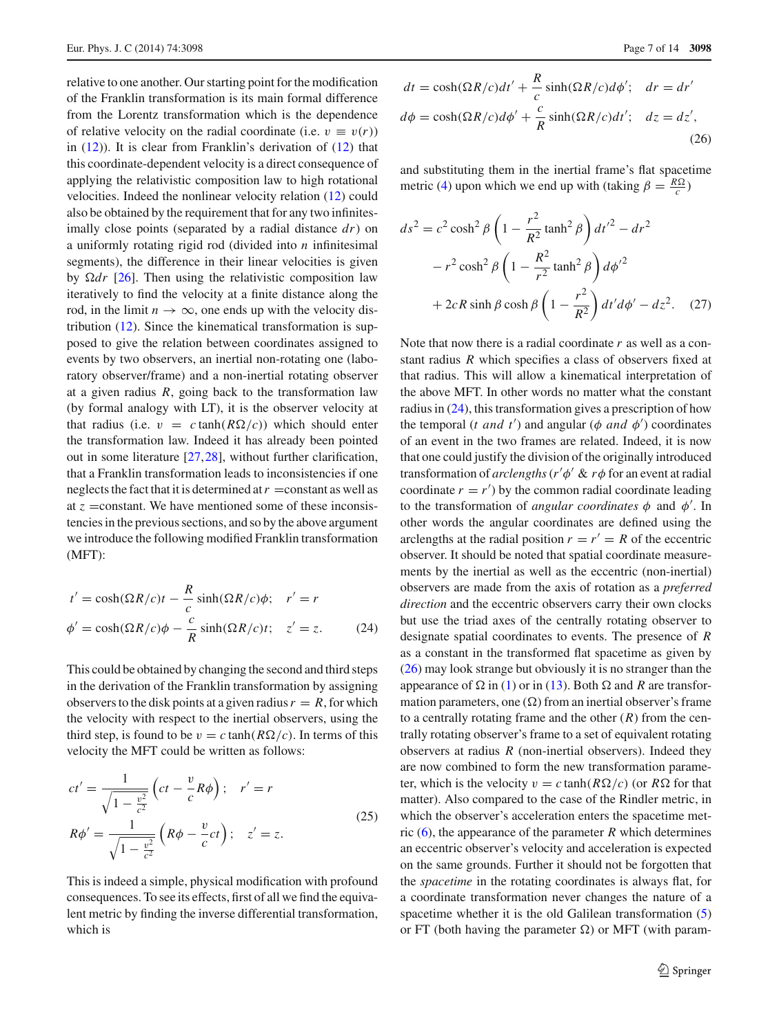relative to one another. Our starting point for the modification of the Franklin transformation is its main formal difference from the Lorentz transformation which is the dependence of relative velocity on the radial coordinate (i.e. $v \equiv v(r)$) in (12)). It is clear from Franklin's derivation of (12) that this coordinate-dependent velocity is a direct consequence of applying the relativistic composition law to high rotational velocities. Indeed the nonlinear velocity relation (12) could also be obtained by the requirement that for any two infinitesimally close points (separated by a radial distance $dr$) on a uniformly rotating rigid rod (divided into $n$ infinitesimal segments), the difference in their linear velocities is given by $\Omega dr$ [26]. Then using the relativistic composition law iteratively to find the velocity at a finite distance along the rod, in the limit $n \to \infty$, one ends up with the velocity distribution (12). Since the kinematical transformation is supposed to give the relation between coordinates assigned to events by two observers, an inertial non-rotating one (laboratory observer/frame) and a non-inertial rotating observer at a given radius $R$, going back to the transformation law (by formal analogy with LT), it is the observer velocity at that radius (i.e. $v = c\tanh(R\Omega/c)$) which should enter the transformation law. Indeed it has already been pointed out in some literature [27,28], without further clarification, that a Franklin transformation leads to inconsistencies if one neglects the fact that it is determined at $r$ =constant as well as at $z$ =constant. We have mentioned some of these inconsistencies in the previous sections, and so by the above argument we introduce the following modified Franklin transformation (MFT):

$$
\begin{aligned}
t' &= \cosh(\Omega R/c)t - \frac{R}{c}\sinh(\Omega R/c)\phi; \quad r' = r \\
\phi' &= \cosh(\Omega R/c)\phi - \frac{c}{R}\sinh(\Omega R/c)t; \quad z' = z.
\end{aligned}
\tag{24}
$$

This could be obtained by changing the second and third steps in the derivation of the Franklin transformation by assigning observers to the disk points at a given radius $r = R$, for which the velocity with respect to the inertial observers, using the third step, is found to be $v = c\tanh(R\Omega/c)$. In terms of this velocity the MFT could be written as follows:

$$
\begin{aligned}
ct' &= \frac{1}{\sqrt{1-\frac{v^2}{c^2}}}\left(ct - \frac{v}{c}R\phi\right); \quad r' = r \\
R\phi' &= \frac{1}{\sqrt{1-\frac{v^2}{c^2}}}\left(R\phi - \frac{v}{c}ct\right); \quad z' = z.
\end{aligned}
\tag{25}
$$

This is indeed a simple, physical modification with profound consequences. To see its effects, first of all we find the equivalent metric by finding the inverse differential transformation, which is

$$
\begin{aligned}
dt &= \cosh(\Omega R/c)dt' + \frac{R}{c}\sinh(\Omega R/c)d\phi'; \quad dr = dr' \\
d\phi &= \cosh(\Omega R/c)d\phi' + \frac{c}{R}\sinh(\Omega R/c)dt'; \quad dz = dz',
\end{aligned}
\tag{26}
$$

and substituting them in the inertial frame's flat spacetime metric (4) upon which we end up with (taking $\beta = \frac{R\Omega}{c}$)

$$
\begin{aligned}
ds^2 &= c^2\cosh^2\beta\left(1 - \frac{r^2}{R^2}\tanh^2\beta\right)dt'^2 - dr^2 \\
&\quad - r^2\cosh^2\beta\left(1 - \frac{R^2}{r^2}\tanh^2\beta\right)d\phi'^2 \\
&\quad + 2cR\sinh\beta\cosh\beta\left(1 - \frac{r^2}{R^2}\right)dt'd\phi' - dz^2.
\end{aligned}
\tag{27}
$$

Note that now there is a radial coordinate $r$ as well as a constant radius $R$ which specifies a class of observers fixed at that radius. This will allow a kinematical interpretation of the above MFT. In other words no matter what the constant radius in (24), this transformation gives a prescription of how the temporal ($t$ *and* $t'$) and angular ($\phi$ *and* $\phi'$) coordinates of an event in the two frames are related. Indeed, it is now that one could justify the division of the originally introduced transformation of *arclengths* ($r'\phi'$ & $r\phi$ for an event at radial coordinate $r = r'$) by the common radial coordinate leading to the transformation of *angular coordinates* $\phi$ and $\phi'$. In other words the angular coordinates are defined using the arclengths at the radial position $r = r' = R$ of the eccentric observer. It should be noted that spatial coordinate measurements by the inertial as well as the eccentric (non-inertial) observers are made from the axis of rotation as a *preferred direction* and the eccentric observers carry their own clocks but use the triad axes of the centrally rotating observer to designate spatial coordinates to events. The presence of $R$ as a constant in the transformed flat spacetime as given by (26) may look strange but obviously it is no stranger than the appearance of $\Omega$ in (1) or in (13). Both $\Omega$ and $R$ are transformation parameters, one ($\Omega$) from an inertial observer's frame to a centrally rotating frame and the other ($R$) from the centrally rotating observer's frame to a set of equivalent rotating observers at radius $R$ (non-inertial observers). Indeed they are now combined to form the new transformation parameter, which is the velocity $v = c\tanh(R\Omega/c)$ (or $R\Omega$ for that matter). Also compared to the case of the Rindler metric, in which the observer's acceleration enters the spacetime metric (6), the appearance of the parameter $R$ which determines an eccentric observer's velocity and acceleration is expected on the same grounds. Further it should not be forgotten that the *spacetime* in the rotating coordinates is always flat, for a coordinate transformation never changes the nature of a spacetime whether it is the old Galilean transformation (5) or FT (both having the parameter $\Omega$) or MFT (with param-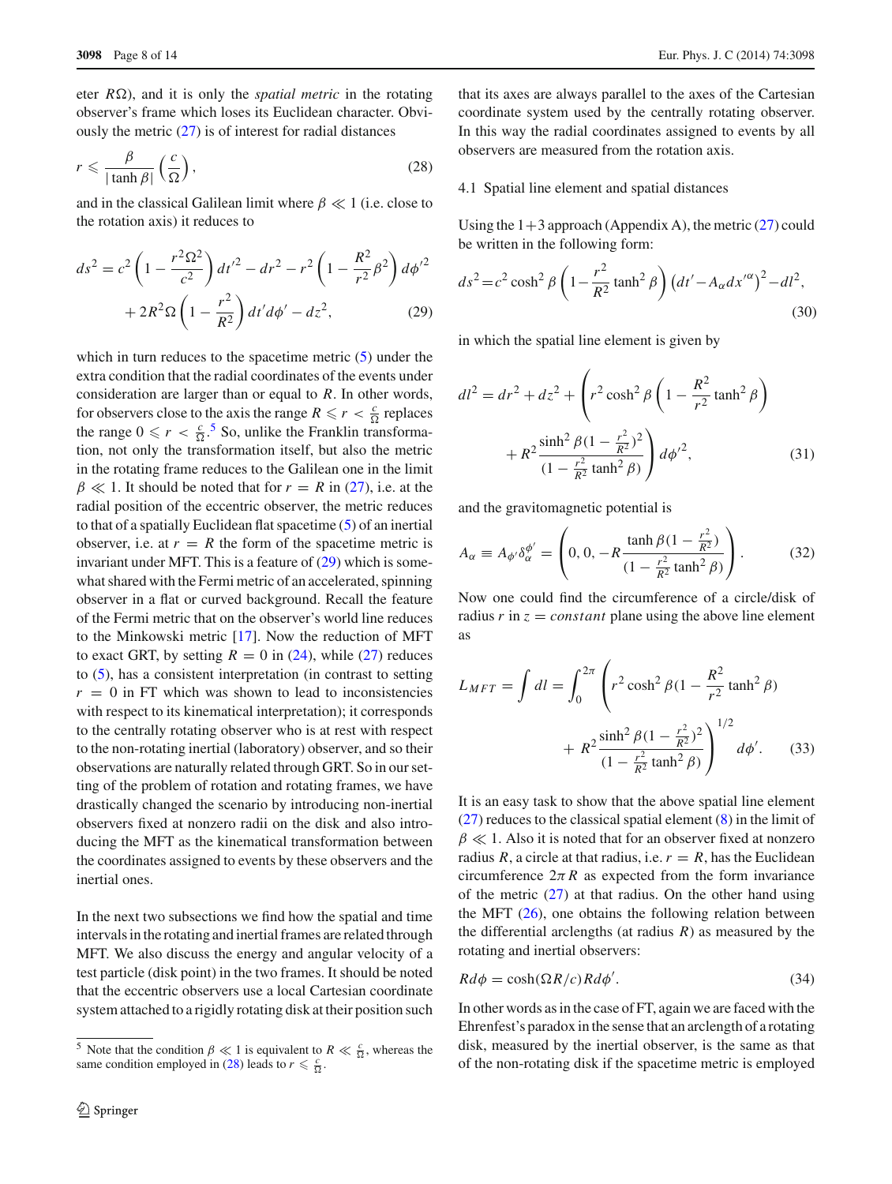eter $R\Omega$), and it is only the *spatial metric* in the rotating observer's frame which loses its Euclidean character. Obviously the metric (27) is of interest for radial distances

$$r \leqslant \frac{\beta}{|\tanh \beta|}\left(\frac{c}{\Omega}\right), \tag{28}$$

and in the classical Galilean limit where $\beta \ll 1$ (i.e. close to the rotation axis) it reduces to

$$ds^2 = c^2\left(1 - \frac{r^2\Omega^2}{c^2}\right)dt'^2 - dr^2 - r^2\left(1 - \frac{R^2}{r^2}\beta^2\right)d\phi'^2 + 2R^2\Omega\left(1 - \frac{r^2}{R^2}\right)dt'd\phi' - dz^2, \tag{29}$$

which in turn reduces to the spacetime metric (5) under the extra condition that the radial coordinates of the events under consideration are larger than or equal to $R$. In other words, for observers close to the axis the range $R \leqslant r < \frac{c}{\Omega}$ replaces the range $0 \leqslant r < \frac{c}{\Omega}$.[5] So, unlike the Franklin transformation, not only the transformation itself, but also the metric in the rotating frame reduces to the Galilean one in the limit $\beta \ll 1$. It should be noted that for $r = R$ in (27), i.e. at the radial position of the eccentric observer, the metric reduces to that of a spatially Euclidean flat spacetime (5) of an inertial observer, i.e. at $r = R$ the form of the spacetime metric is invariant under MFT. This is a feature of (29) which is somewhat shared with the Fermi metric of an accelerated, spinning observer in a flat or curved background. Recall the feature of the Fermi metric that on the observer's world line reduces to the Minkowski metric [17]. Now the reduction of MFT to exact GRT, by setting $R = 0$ in (24), while (27) reduces to (5), has a consistent interpretation (in contrast to setting $r = 0$ in FT which was shown to lead to inconsistencies with respect to its kinematical interpretation); it corresponds to the centrally rotating observer who is at rest with respect to the non-rotating inertial (laboratory) observer, and so their observations are naturally related through GRT. So in our setting of the problem of rotation and rotating frames, we have drastically changed the scenario by introducing non-inertial observers fixed at nonzero radii on the disk and also introducing the MFT as the kinematical transformation between the coordinates assigned to events by these observers and the inertial ones.

In the next two subsections we find how the spatial and time intervals in the rotating and inertial frames are related through MFT. We also discuss the energy and angular velocity of a test particle (disk point) in the two frames. It should be noted that the eccentric observers use a local Cartesian coordinate system attached to a rigidly rotating disk at their position such that its axes are always parallel to the axes of the Cartesian coordinate system used by the centrally rotating observer. In this way the radial coordinates assigned to events by all observers are measured from the rotation axis.

[5] Note that the condition $\beta \ll 1$ is equivalent to $R \ll \frac{c}{\Omega}$, whereas the same condition employed in (28) leads to $r \leqslant \frac{c}{\Omega}$.

### 4.1 Spatial line element and spatial distances

Using the 1+3 approach (Appendix A), the metric (27) could be written in the following form:

$$ds^2 = c^2\cosh^2\beta\left(1 - \frac{r^2}{R^2}\tanh^2\beta\right)\left(dt' - A_\alpha dx'^\alpha\right)^2 - dl^2, \tag{30}$$

in which the spatial line element is given by

$$dl^2 = dr^2 + dz^2 + \left(r^2\cosh^2\beta\left(1 - \frac{R^2}{r^2}\tanh^2\beta\right) + R^2\frac{\sinh^2\beta(1 - \frac{r^2}{R^2})^2}{(1 - \frac{r^2}{R^2}\tanh^2\beta)}\right)d\phi'^2, \tag{31}$$

and the gravitomagnetic potential is

$$A_\alpha \equiv A_{\phi'}\delta_\alpha^{\phi'} = \left(0, 0, -R\frac{\tanh\beta(1 - \frac{r^2}{R^2})}{(1 - \frac{r^2}{R^2}\tanh^2\beta)}\right). \tag{32}$$

Now one could find the circumference of a circle/disk of radius $r$ in $z = constant$ plane using the above line element as

$$L_{MFT} = \int dl = \int_0^{2\pi}\left(r^2\cosh^2\beta(1 - \frac{R^2}{r^2}\tanh^2\beta) + R^2\frac{\sinh^2\beta(1 - \frac{r^2}{R^2})^2}{(1 - \frac{r^2}{R^2}\tanh^2\beta)}\right)^{1/2}d\phi'. \tag{33}$$

It is an easy task to show that the above spatial line element (27) reduces to the classical spatial element (8) in the limit of $\beta \ll 1$. Also it is noted that for an observer fixed at nonzero radius $R$, a circle at that radius, i.e. $r = R$, has the Euclidean circumference $2\pi R$ as expected from the form invariance of the metric (27) at that radius. On the other hand using the MFT (26), one obtains the following relation between the differential arclengths (at radius $R$) as measured by the rotating and inertial observers:

$$Rd\phi = \cosh(\Omega R/c)Rd\phi'. \tag{34}$$

In other words as in the case of FT, again we are faced with the Ehrenfest's paradox in the sense that an arclength of a rotating disk, measured by the inertial observer, is the same as that of the non-rotating disk if the spacetime metric is employed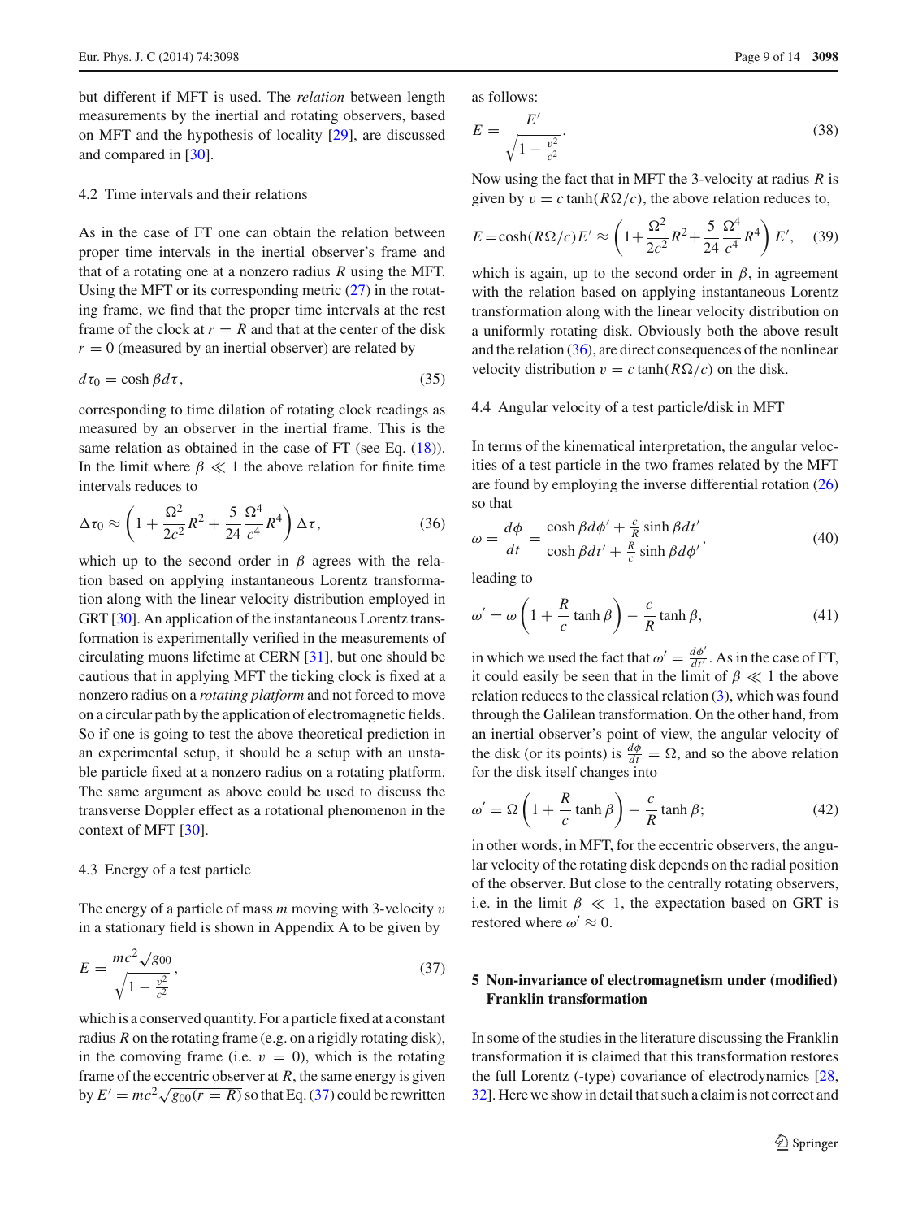but different if MFT is used. The *relation* between length measurements by the inertial and rotating observers, based on MFT and the hypothesis of locality [29], are discussed and compared in [30].

### 4.2 Time intervals and their relations

As in the case of FT one can obtain the relation between proper time intervals in the inertial observer's frame and that of a rotating one at a nonzero radius $R$ using the MFT. Using the MFT or its corresponding metric (27) in the rotating frame, we find that the proper time intervals at the rest frame of the clock at $r = R$ and that at the center of the disk $r = 0$ (measured by an inertial observer) are related by

$$d\tau_0 = \cosh\beta d\tau, \tag{35}$$

corresponding to time dilation of rotating clock readings as measured by an observer in the inertial frame. This is the same relation as obtained in the case of FT (see Eq. (18)). In the limit where $\beta \ll 1$ the above relation for finite time intervals reduces to

$$\Delta\tau_0 \approx \left(1 + \frac{\Omega^2}{2c^2}R^2 + \frac{5}{24}\frac{\Omega^4}{c^4}R^4\right)\Delta\tau, \tag{36}$$

which up to the second order in $\beta$ agrees with the relation based on applying instantaneous Lorentz transformation along with the linear velocity distribution employed in GRT [30]. An application of the instantaneous Lorentz transformation is experimentally verified in the measurements of circulating muons lifetime at CERN [31], but one should be cautious that in applying MFT the ticking clock is fixed at a nonzero radius on a *rotating platform* and not forced to move on a circular path by the application of electromagnetic fields. So if one is going to test the above theoretical prediction in an experimental setup, it should be a setup with an unstable particle fixed at a nonzero radius on a rotating platform. The same argument as above could be used to discuss the transverse Doppler effect as a rotational phenomenon in the context of MFT [30].

### 4.3 Energy of a test particle

The energy of a particle of mass $m$ moving with 3-velocity $v$ in a stationary field is shown in Appendix A to be given by

$$E = \frac{mc^2\sqrt{g_{00}}}{\sqrt{1 - \frac{v^2}{c^2}}}, \tag{37}$$

which is a conserved quantity. For a particle fixed at a constant radius $R$ on the rotating frame (e.g. on a rigidly rotating disk), in the comoving frame (i.e. $v = 0$), which is the rotating frame of the eccentric observer at $R$, the same energy is given by $E' = mc^2\sqrt{g_{00}(r = R)}$ so that Eq. (37) could be rewritten as follows:

$$E = \frac{E'}{\sqrt{1 - \frac{v^2}{c^2}}}. \tag{38}$$

Now using the fact that in MFT the 3-velocity at radius $R$ is given by $v = c\tanh(R\Omega/c)$, the above relation reduces to,

$$E = \cosh(R\Omega/c)E' \approx \left(1 + \frac{\Omega^2}{2c^2}R^2 + \frac{5}{24}\frac{\Omega^4}{c^4}R^4\right)E', \tag{39}$$

which is again, up to the second order in $\beta$, in agreement with the relation based on applying instantaneous Lorentz transformation along with the linear velocity distribution on a uniformly rotating disk. Obviously both the above result and the relation (36), are direct consequences of the nonlinear velocity distribution $v = c\tanh(R\Omega/c)$ on the disk.

### 4.4 Angular velocity of a test particle/disk in MFT

In terms of the kinematical interpretation, the angular velocities of a test particle in the two frames related by the MFT are found by employing the inverse differential rotation (26) so that

$$\omega = \frac{d\phi}{dt} = \frac{\cosh\beta d\phi' + \frac{c}{R}\sinh\beta dt'}{\cosh\beta dt' + \frac{R}{c}\sinh\beta d\phi'}, \tag{40}$$

leading to

$$\omega' = \omega\left(1 + \frac{R}{c}\tanh\beta\right) - \frac{c}{R}\tanh\beta, \tag{41}$$

in which we used the fact that $\omega' = \frac{d\phi'}{dt'}$. As in the case of FT, it could easily be seen that in the limit of $\beta \ll 1$ the above relation reduces to the classical relation (3), which was found through the Galilean transformation. On the other hand, from an inertial observer's point of view, the angular velocity of the disk (or its points) is $\frac{d\phi}{dt} = \Omega$, and so the above relation for the disk itself changes into

$$\omega' = \Omega\left(1 + \frac{R}{c}\tanh\beta\right) - \frac{c}{R}\tanh\beta; \tag{42}$$

in other words, in MFT, for the eccentric observers, the angular velocity of the rotating disk depends on the radial position of the observer. But close to the centrally rotating observers, i.e. in the limit $\beta \ll 1$, the expectation based on GRT is restored where $\omega' \approx 0$.

## 5 Non-invariance of electromagnetism under (modified) Franklin transformation

In some of the studies in the literature discussing the Franklin transformation it is claimed that this transformation restores the full Lorentz (-type) covariance of electrodynamics [28, 32]. Here we show in detail that such a claim is not correct and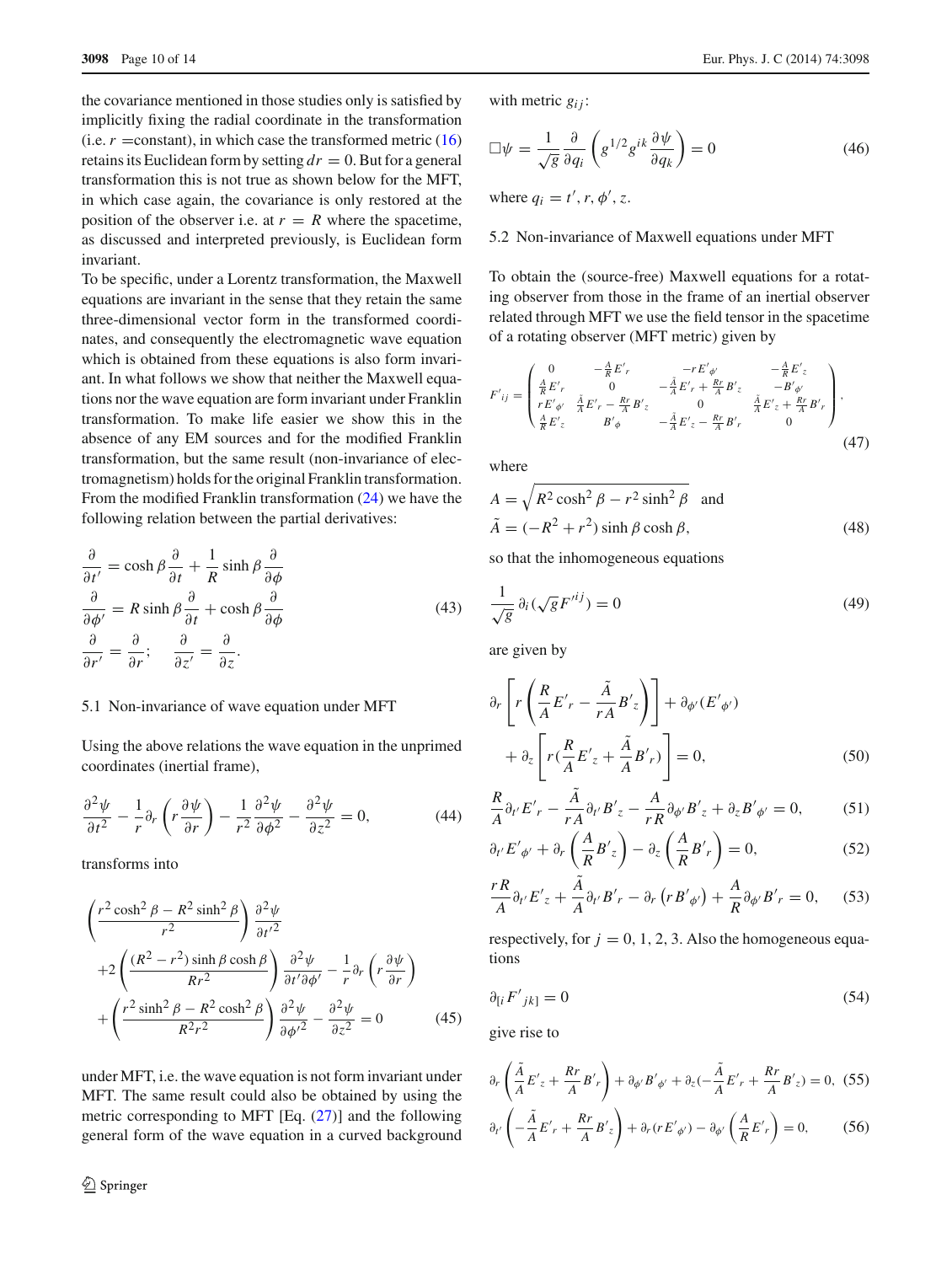the covariance mentioned in those studies only is satisfied by implicitly fixing the radial coordinate in the transformation (i.e. $r$ =constant), in which case the transformed metric (16) retains its Euclidean form by setting $dr = 0$. But for a general transformation this is not true as shown below for the MFT, in which case again, the covariance is only restored at the position of the observer i.e. at $r = R$ where the spacetime, as discussed and interpreted previously, is Euclidean form invariant.

To be specific, under a Lorentz transformation, the Maxwell equations are invariant in the sense that they retain the same three-dimensional vector form in the transformed coordinates, and consequently the electromagnetic wave equation which is obtained from these equations is also form invariant. In what follows we show that neither the Maxwell equations nor the wave equation are form invariant under Franklin transformation. To make life easier we show this in the absence of any EM sources and for the modified Franklin transformation, but the same result (non-invariance of electromagnetism) holds for the original Franklin transformation. From the modified Franklin transformation (24) we have the following relation between the partial derivatives:

$$
\begin{aligned}
\frac{\partial}{\partial t'} &= \cosh\beta\frac{\partial}{\partial t} + \frac{1}{R}\sinh\beta\frac{\partial}{\partial\phi}\\
\frac{\partial}{\partial\phi'} &= R\sinh\beta\frac{\partial}{\partial t} + \cosh\beta\frac{\partial}{\partial\phi}\\
\frac{\partial}{\partial r'} &= \frac{\partial}{\partial r}; \qquad \frac{\partial}{\partial z'} = \frac{\partial}{\partial z}.
\end{aligned}
\tag{43}
$$

### 5.1 Non-invariance of wave equation under MFT

Using the above relations the wave equation in the unprimed coordinates (inertial frame),

$$
\frac{\partial^2\psi}{\partial t^2} - \frac{1}{r}\partial_r\left(r\frac{\partial\psi}{\partial r}\right) - \frac{1}{r^2}\frac{\partial^2\psi}{\partial\phi^2} - \frac{\partial^2\psi}{\partial z^2} = 0,
\tag{44}
$$

transforms into

$$
\begin{aligned}
&\left(\frac{r^2\cosh^2\beta - R^2\sinh^2\beta}{r^2}\right)\frac{\partial^2\psi}{\partial t'^2}\\
&+2\left(\frac{(R^2-r^2)\sinh\beta\cosh\beta}{Rr^2}\right)\frac{\partial^2\psi}{\partial t'\partial\phi'} - \frac{1}{r}\partial_r\left(r\frac{\partial\psi}{\partial r}\right)\\
&+\left(\frac{r^2\sinh^2\beta - R^2\cosh^2\beta}{R^2r^2}\right)\frac{\partial^2\psi}{\partial\phi'^2} - \frac{\partial^2\psi}{\partial z^2} = 0
\end{aligned}
\tag{45}
$$

under MFT, i.e. the wave equation is not form invariant under MFT. The same result could also be obtained by using the metric corresponding to MFT [Eq. (27)] and the following general form of the wave equation in a curved background with metric $g_{ij}$:

$$
\Box\psi = \frac{1}{\sqrt{g}}\frac{\partial}{\partial q_i}\left(g^{1/2}g^{ik}\frac{\partial\psi}{\partial q_k}\right) = 0
\tag{46}
$$

where $q_i = t', r, \phi', z$.

### 5.2 Non-invariance of Maxwell equations under MFT

To obtain the (source-free) Maxwell equations for a rotating observer from those in the frame of an inertial observer related through MFT we use the field tensor in the spacetime of a rotating observer (MFT metric) given by

$$
F'_{ij} = \begin{pmatrix}
0 & -\frac{A}{R}E'_r & -rE'_{\phi'} & -\frac{A}{R}E'_z\\
\frac{A}{R}E'_r & 0 & -\frac{\tilde{A}}{A}E'_r + \frac{Rr}{A}B'_z & -B'_{\phi'}\\
rE'_{\phi'} & \frac{\tilde{A}}{A}E'_r - \frac{Rr}{A}B'_z & 0 & \frac{\tilde{A}}{A}E'_z + \frac{Rr}{A}B'_r\\
\frac{A}{R}E'_z & B'_\phi & -\frac{\tilde{A}}{A}E'_z - \frac{Rr}{A}B'_r & 0
\end{pmatrix},
\tag{47}
$$

where

$$
A = \sqrt{R^2\cosh^2\beta - r^2\sinh^2\beta} \quad \text{and}\\
\tilde{A} = (-R^2 + r^2)\sinh\beta\cosh\beta,
\tag{48}
$$

so that the inhomogeneous equations

$$
\frac{1}{\sqrt{g}}\,\partial_i(\sqrt{g}F'^{ij}) = 0
\tag{49}
$$

are given by

$$
\partial_r\left[r\left(\frac{R}{A}E'_r - \frac{\tilde{A}}{rA}B'_z\right)\right] + \partial_{\phi'}(E'_{\phi'}) + \partial_z\left[r\left(\frac{R}{A}E'_z + \frac{\tilde{A}}{A}B'_r\right)\right] = 0,
\tag{50}
$$

$$
\frac{R}{A}\partial_{t'}E'_r - \frac{\tilde{A}}{rA}\partial_{t'}B'_z - \frac{A}{rR}\partial_{\phi'}B'_z + \partial_z B'_{\phi'} = 0,
\tag{51}
$$

$$
\partial_{t'}E'_{\phi'} + \partial_r\left(\frac{A}{R}B'_z\right) - \partial_z\left(\frac{A}{R}B'_r\right) = 0,
\tag{52}
$$

$$
\frac{rR}{A}\partial_{t'}E'_z + \frac{\tilde{A}}{A}\partial_{t'}B'_r - \partial_r\left(rB'_{\phi'}\right) + \frac{A}{R}\partial_{\phi'}B'_r = 0,
\tag{53}
$$

respectively, for $j = 0, 1, 2, 3$. Also the homogeneous equations

$$
\partial_{[i}F'_{jk]} = 0
\tag{54}
$$

give rise to

$$
\partial_r\left(\frac{\tilde{A}}{A}E'_z + \frac{Rr}{A}B'_r\right) + \partial_{\phi'}B'_{\phi'} + \partial_z\left(-\frac{\tilde{A}}{A}E'_r + \frac{Rr}{A}B'_z\right) = 0,
\tag{55}
$$

$$
\partial_{t'}\left(-\frac{\tilde{A}}{A}E'_r + \frac{Rr}{A}B'_z\right) + \partial_r(rE'_{\phi'}) - \partial_{\phi'}\left(\frac{A}{R}E'_r\right) = 0,
\tag{56}
$$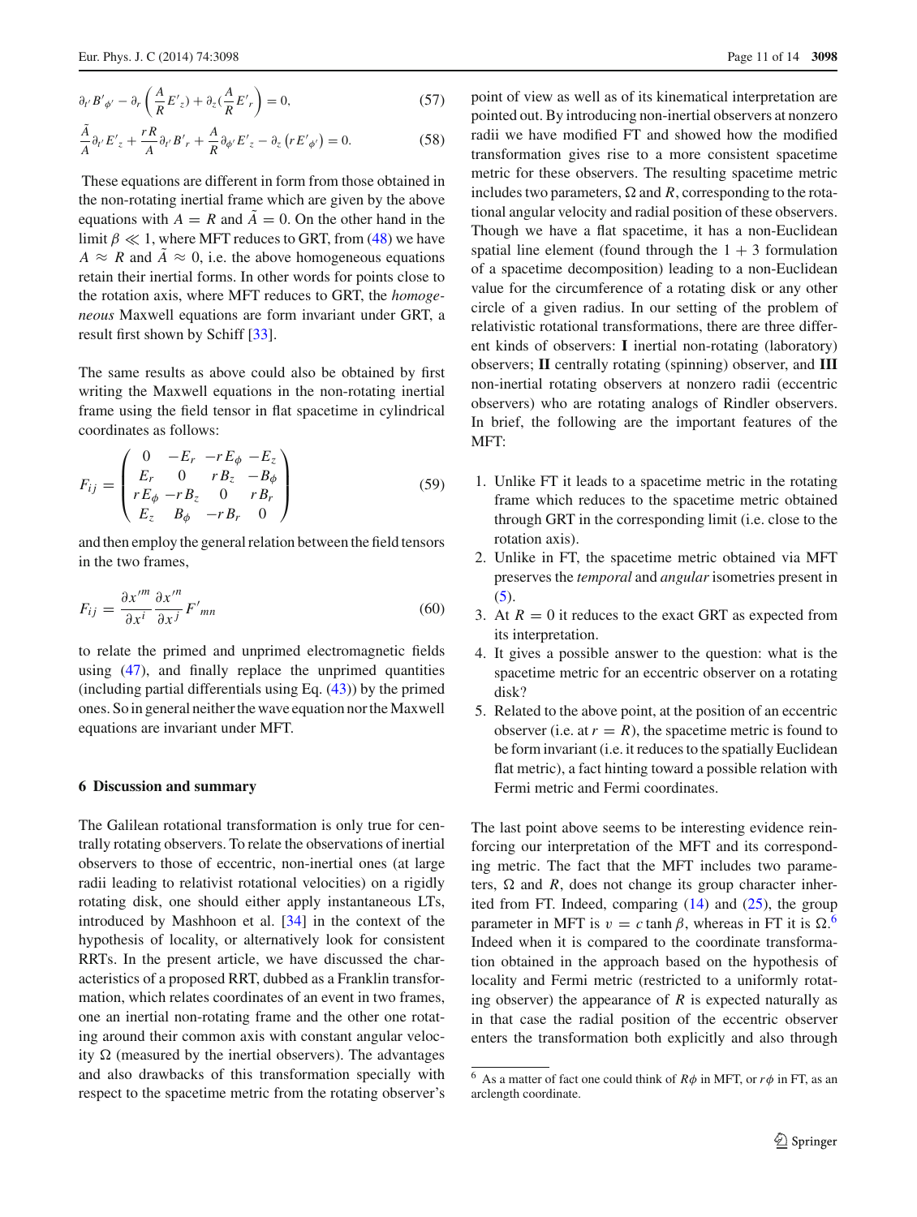$$\partial_{t'} B'_{\phi'} - \partial_r \left( \frac{A}{R} E'_z \right) + \partial_z \left( \frac{A}{R} E'_r \right) = 0, \tag{57}$$

$$\frac{\tilde{A}}{A} \partial_{t'} E'_z + \frac{rR}{A} \partial_{t'} B'_r + \frac{A}{R} \partial_{\phi'} E'_z - \partial_z \left( r E'_{\phi'} \right) = 0. \tag{58}$$

These equations are different in form from those obtained in the non-rotating inertial frame which are given by the above equations with $A = R$ and $\tilde{A} = 0$. On the other hand in the limit $\beta \ll 1$, where MFT reduces to GRT, from (48) we have $A \approx R$ and $\tilde{A} \approx 0$, i.e. the above homogeneous equations retain their inertial forms. In other words for points close to the rotation axis, where MFT reduces to GRT, the *homogeneous* Maxwell equations are form invariant under GRT, a result first shown by Schiff [33].

The same results as above could also be obtained by first writing the Maxwell equations in the non-rotating inertial frame using the field tensor in flat spacetime in cylindrical coordinates as follows:

$$F_{ij} = \begin{pmatrix} 0 & -E_r & -rE_\phi & -E_z \\ E_r & 0 & rB_z & -B_\phi \\ rE_\phi & -rB_z & 0 & rB_r \\ E_z & B_\phi & -rB_r & 0 \end{pmatrix} \tag{59}$$

and then employ the general relation between the field tensors in the two frames,

$$F_{ij} = \frac{\partial x'^m}{\partial x^i} \frac{\partial x'^n}{\partial x^j} F'_{mn} \tag{60}$$

to relate the primed and unprimed electromagnetic fields using (47), and finally replace the unprimed quantities (including partial differentials using Eq. (43)) by the primed ones. So in general neither the wave equation nor the Maxwell equations are invariant under MFT.

## 6 Discussion and summary

The Galilean rotational transformation is only true for centrally rotating observers. To relate the observations of inertial observers to those of eccentric, non-inertial ones (at large radii leading to relativist rotational velocities) on a rigidly rotating disk, one should either apply instantaneous LTs, introduced by Mashhoon et al. [34] in the context of the hypothesis of locality, or alternatively look for consistent RRTs. In the present article, we have discussed the characteristics of a proposed RRT, dubbed as a Franklin transformation, which relates coordinates of an event in two frames, one an inertial non-rotating frame and the other one rotating around their common axis with constant angular velocity $\Omega$ (measured by the inertial observers). The advantages and also drawbacks of this transformation specially with respect to the spacetime metric from the rotating observer's point of view as well as of its kinematical interpretation are pointed out. By introducing non-inertial observers at nonzero radii we have modified FT and showed how the modified transformation gives rise to a more consistent spacetime metric for these observers. The resulting spacetime metric includes two parameters, $\Omega$ and $R$, corresponding to the rotational angular velocity and radial position of these observers. Though we have a flat spacetime, it has a non-Euclidean spatial line element (found through the $1 + 3$ formulation of a spacetime decomposition) leading to a non-Euclidean value for the circumference of a rotating disk or any other circle of a given radius. In our setting of the problem of relativistic rotational transformations, there are three different kinds of observers: **I** inertial non-rotating (laboratory) observers; **II** centrally rotating (spinning) observer, and **III** non-inertial rotating observers at nonzero radii (eccentric observers) who are rotating analogs of Rindler observers. In brief, the following are the important features of the MFT:

1. Unlike FT it leads to a spacetime metric in the rotating frame which reduces to the spacetime metric obtained through GRT in the corresponding limit (i.e. close to the rotation axis).
2. Unlike in FT, the spacetime metric obtained via MFT preserves the *temporal* and *angular* isometries present in (5).
3. At $R = 0$ it reduces to the exact GRT as expected from its interpretation.
4. It gives a possible answer to the question: what is the spacetime metric for an eccentric observer on a rotating disk?
5. Related to the above point, at the position of an eccentric observer (i.e. at $r = R$), the spacetime metric is found to be form invariant (i.e. it reduces to the spatially Euclidean flat metric), a fact hinting toward a possible relation with Fermi metric and Fermi coordinates.

The last point above seems to be interesting evidence reinforcing our interpretation of the MFT and its corresponding metric. The fact that the MFT includes two parameters, $\Omega$ and $R$, does not change its group character inherited from FT. Indeed, comparing (14) and (25), the group parameter in MFT is $v = c \tanh \beta$, whereas in FT it is $\Omega$.[6] Indeed when it is compared to the coordinate transformation obtained in the approach based on the hypothesis of locality and Fermi metric (restricted to a uniformly rotating observer) the appearance of $R$ is expected naturally as in that case the radial position of the eccentric observer enters the transformation both explicitly and also through

[6] As a matter of fact one could think of $R\phi$ in MFT, or $r\phi$ in FT, as an arclength coordinate.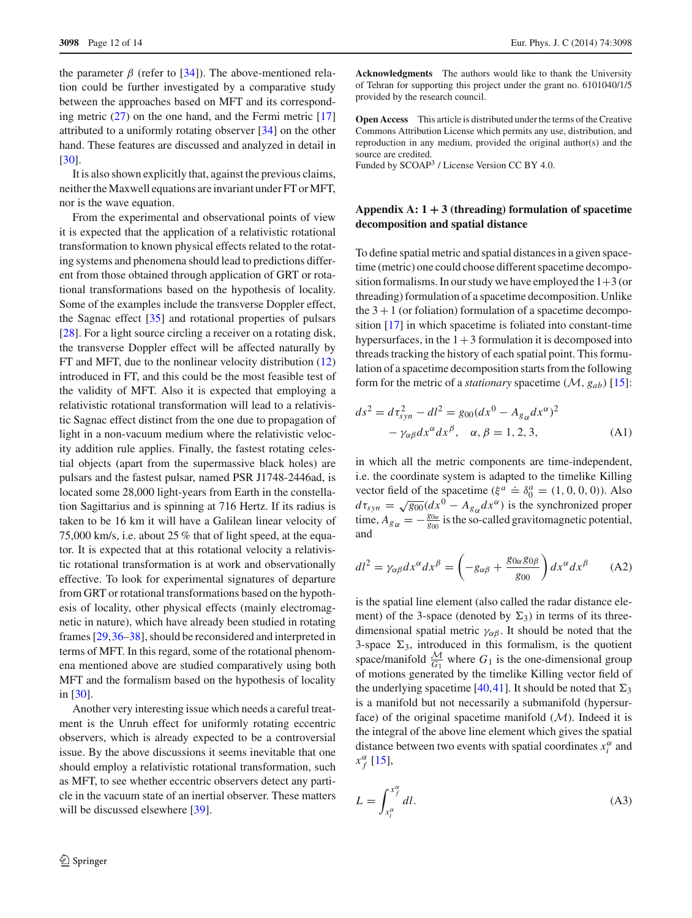the parameter $\beta$ (refer to [34]). The above-mentioned relation could be further investigated by a comparative study between the approaches based on MFT and its corresponding metric (27) on the one hand, and the Fermi metric [17] attributed to a uniformly rotating observer [34] on the other hand. These features are discussed and analyzed in detail in [30].

It is also shown explicitly that, against the previous claims, neither the Maxwell equations are invariant under FT or MFT, nor is the wave equation.

From the experimental and observational points of view it is expected that the application of a relativistic rotational transformation to known physical effects related to the rotating systems and phenomena should lead to predictions different from those obtained through application of GRT or rotational transformations based on the hypothesis of locality. Some of the examples include the transverse Doppler effect, the Sagnac effect [35] and rotational properties of pulsars [28]. For a light source circling a receiver on a rotating disk, the transverse Doppler effect will be affected naturally by FT and MFT, due to the nonlinear velocity distribution (12) introduced in FT, and this could be the most feasible test of the validity of MFT. Also it is expected that employing a relativistic rotational transformation will lead to a relativistic Sagnac effect distinct from the one due to propagation of light in a non-vacuum medium where the relativistic velocity addition rule applies. Finally, the fastest rotating celestial objects (apart from the supermassive black holes) are pulsars and the fastest pulsar, named PSR J1748-2446ad, is located some 28,000 light-years from Earth in the constellation Sagittarius and is spinning at 716 Hertz. If its radius is taken to be 16 km it will have a Galilean linear velocity of 75,000 km/s, i.e. about 25 % that of light speed, at the equator. It is expected that at this rotational velocity a relativistic rotational transformation is at work and observationally effective. To look for experimental signatures of departure from GRT or rotational transformations based on the hypothesis of locality, other physical effects (mainly electromagnetic in nature), which have already been studied in rotating frames [29,36–38], should be reconsidered and interpreted in terms of MFT. In this regard, some of the rotational phenomena mentioned above are studied comparatively using both MFT and the formalism based on the hypothesis of locality in [30].

Another very interesting issue which needs a careful treatment is the Unruh effect for uniformly rotating eccentric observers, which is already expected to be a controversial issue. By the above discussions it seems inevitable that one should employ a relativistic rotational transformation, such as MFT, to see whether eccentric observers detect any particle in the vacuum state of an inertial observer. These matters will be discussed elsewhere [39].

**Acknowledgments** The authors would like to thank the University of Tehran for supporting this project under the grant no. 6101040/1/5 provided by the research council.

**Open Access** This article is distributed under the terms of the Creative Commons Attribution License which permits any use, distribution, and reproduction in any medium, provided the original author(s) and the source are credited.
Funded by SCOAP[3] / License Version CC BY 4.0.

## Appendix A: 1 + 3 (threading) formulation of spacetime decomposition and spatial distance

To define spatial metric and spatial distances in a given spacetime (metric) one could choose different spacetime decomposition formalisms. In our study we have employed the 1+3 (or threading) formulation of a spacetime decomposition. Unlike the 3 + 1 (or foliation) formulation of a spacetime decomposition [17] in which spacetime is foliated into constant-time hypersurfaces, in the 1 + 3 formulation it is decomposed into threads tracking the history of each spatial point. This formulation of a spacetime decomposition starts from the following form for the metric of a *stationary* spacetime $(\mathcal{M}, g_{ab})$ [15]:

$$ds^2 = d\tau_{syn}^2 - dl^2 = g_{00}(dx^0 - A_{g_\alpha} dx^\alpha)^2 - \gamma_{\alpha\beta} dx^\alpha dx^\beta, \quad \alpha, \beta = 1, 2, 3, \tag{A1}$$

in which all the metric components are time-independent, i.e. the coordinate system is adapted to the timelike Killing vector field of the spacetime ($\xi^a \doteq \delta^a_0 = (1, 0, 0, 0)$). Also $d\tau_{syn} = \sqrt{g_{00}}(dx^0 - A_{g_\alpha} dx^\alpha)$ is the synchronized proper time, $A_{g_\alpha} = -\frac{g_{0\alpha}}{g_{00}}$ is the so-called gravitomagnetic potential, and

$$dl^2 = \gamma_{\alpha\beta} dx^\alpha dx^\beta = \left(-g_{\alpha\beta} + \frac{g_{0\alpha} g_{0\beta}}{g_{00}}\right) dx^\alpha dx^\beta \tag{A2}$$

is the spatial line element (also called the radar distance element) of the 3-space (denoted by $\Sigma_3$) in terms of its three-dimensional spatial metric $\gamma_{\alpha\beta}$. It should be noted that the 3-space $\Sigma_3$, introduced in this formalism, is the quotient space/manifold $\frac{\mathcal{M}}{G_1}$ where $G_1$ is the one-dimensional group of motions generated by the timelike Killing vector field of the underlying spacetime [40,41]. It should be noted that $\Sigma_3$ is a manifold but not necessarily a submanifold (hypersurface) of the original spacetime manifold ($\mathcal{M}$). Indeed it is the integral of the above line element which gives the spatial distance between two events with spatial coordinates $x_i^\alpha$ and $x_f^\alpha$ [15],

$$L = \int_{x_i^\alpha}^{x_f^\alpha} dl. \tag{A3}$$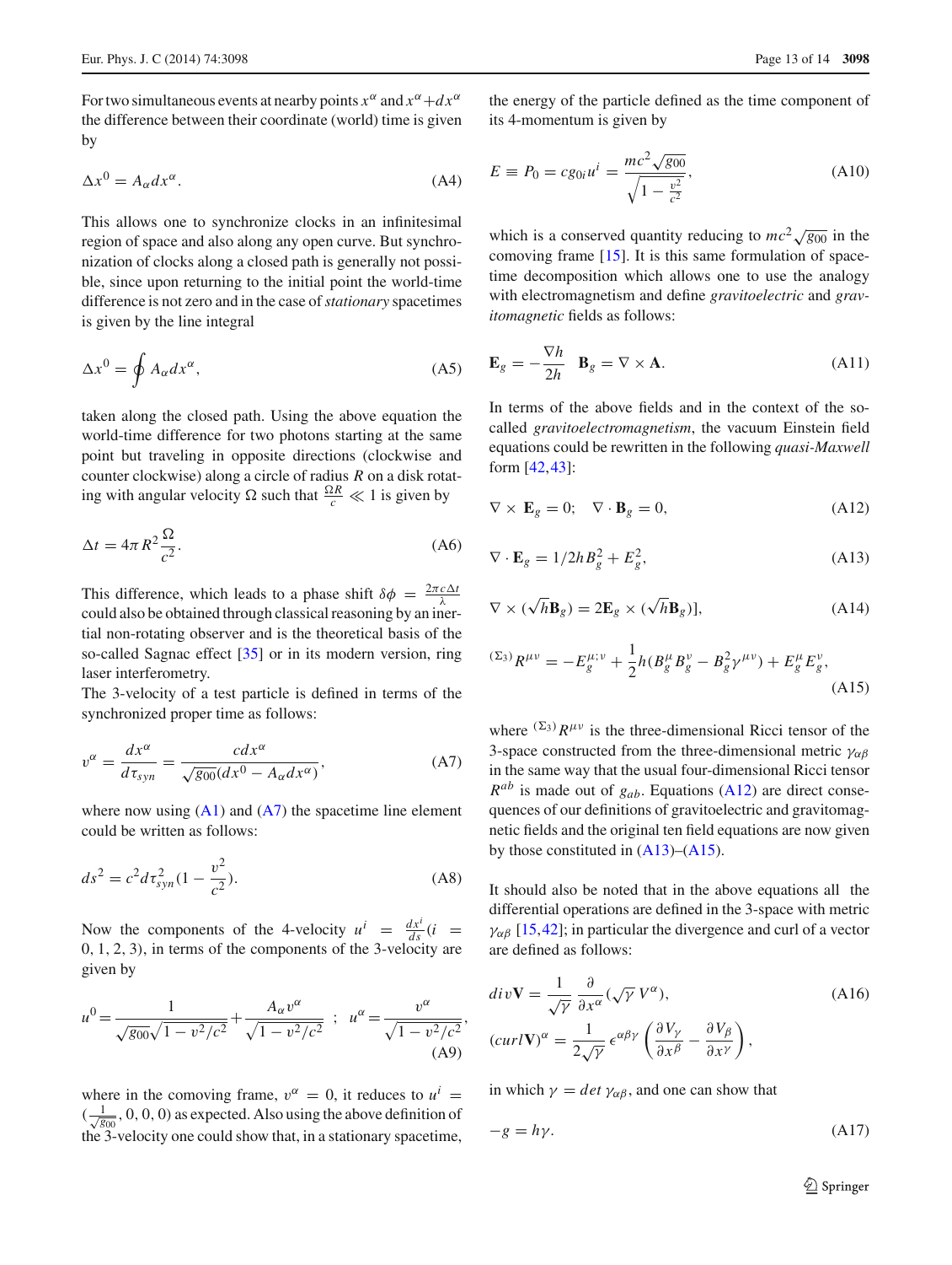For two simultaneous events at nearby points $x^\alpha$ and $x^\alpha + dx^\alpha$ the difference between their coordinate (world) time is given by

$$\Delta x^0 = A_\alpha dx^\alpha. \tag{A4}$$

This allows one to synchronize clocks in an infinitesimal region of space and also along any open curve. But synchronization of clocks along a closed path is generally not possible, since upon returning to the initial point the world-time difference is not zero and in the case of *stationary* spacetimes is given by the line integral

$$\Delta x^0 = \oint A_\alpha dx^\alpha, \tag{A5}$$

taken along the closed path. Using the above equation the world-time difference for two photons starting at the same point but traveling in opposite directions (clockwise and counter clockwise) along a circle of radius $R$ on a disk rotating with angular velocity $\Omega$ such that $\frac{\Omega R}{c} \ll 1$ is given by

$$\Delta t = 4\pi R^2 \frac{\Omega}{c^2}. \tag{A6}$$

This difference, which leads to a phase shift $\delta\phi = \frac{2\pi c \Delta t}{\lambda}$ could also be obtained through classical reasoning by an inertial non-rotating observer and is the theoretical basis of the so-called Sagnac effect [35] or in its modern version, ring laser interferometry.

The 3-velocity of a test particle is defined in terms of the synchronized proper time as follows:

$$v^\alpha = \frac{dx^\alpha}{d\tau_{syn}} = \frac{c dx^\alpha}{\sqrt{g_{00}}(dx^0 - A_\alpha dx^\alpha)}, \tag{A7}$$

where now using (A1) and (A7) the spacetime line element could be written as follows:

$$ds^2 = c^2 d\tau_{syn}^2 (1 - \frac{v^2}{c^2}). \tag{A8}$$

Now the components of the 4-velocity $u^i = \frac{dx^i}{ds} (i = 0, 1, 2, 3)$, in terms of the components of the 3-velocity are given by

$$u^0 = \frac{1}{\sqrt{g_{00}}\sqrt{1 - v^2/c^2}} + \frac{A_\alpha v^\alpha}{\sqrt{1 - v^2/c^2}} \;\; ; \;\; u^\alpha = \frac{v^\alpha}{\sqrt{1 - v^2/c^2}}, \tag{A9}$$

where in the comoving frame, $v^\alpha = 0$, it reduces to $u^i = (\frac{1}{\sqrt{g_{00}}}, 0, 0, 0)$ as expected. Also using the above definition of the 3-velocity one could show that, in a stationary spacetime, the energy of the particle defined as the time component of its 4-momentum is given by

$$E \equiv P_0 = c g_{0i} u^i = \frac{mc^2 \sqrt{g_{00}}}{\sqrt{1 - \frac{v^2}{c^2}}}, \tag{A10}$$

which is a conserved quantity reducing to $mc^2 \sqrt{g_{00}}$ in the comoving frame [15]. It is this same formulation of spacetime decomposition which allows one to use the analogy with electromagnetism and define *gravitoelectric* and *gravitomagnetic* fields as follows:

$$\mathbf{E}_g = -\frac{\nabla h}{2h} \quad \mathbf{B}_g = \nabla \times \mathbf{A}. \tag{A11}$$

In terms of the above fields and in the context of the so-called *gravitoelectromagnetism*, the vacuum Einstein field equations could be rewritten in the following *quasi-Maxwell* form [42,43]:

$$\nabla \times \mathbf{E}_g = 0; \quad \nabla \cdot \mathbf{B}_g = 0, \tag{A12}$$

$$\nabla \cdot \mathbf{E}_g = 1/2h B_g^2 + E_g^2, \tag{A13}$$

$$\nabla \times (\sqrt{h}\mathbf{B}_g) = 2\mathbf{E}_g \times (\sqrt{h}\mathbf{B}_g)], \tag{A14}$$

$$^{(\Sigma_3)}R^{\mu\nu} = -E_g^{\mu;\nu} + \frac{1}{2}h(B_g^\mu B_g^\nu - B_g^2 \gamma^{\mu\nu}) + E_g^\mu E_g^\nu, \tag{A15}$$

where $^{(\Sigma_3)}R^{\mu\nu}$ is the three-dimensional Ricci tensor of the 3-space constructed from the three-dimensional metric $\gamma_{\alpha\beta}$ in the same way that the usual four-dimensional Ricci tensor $R^{ab}$ is made out of $g_{ab}$. Equations (A12) are direct consequences of our definitions of gravitoelectric and gravitomagnetic fields and the original ten field equations are now given by those constituted in (A13)–(A15).

It should also be noted that in the above equations all the differential operations are defined in the 3-space with metric $\gamma_{\alpha\beta}$ [15,42]; in particular the divergence and curl of a vector are defined as follows:

$$div\mathbf{V} = \frac{1}{\sqrt{\gamma}} \frac{\partial}{\partial x^\alpha}(\sqrt{\gamma} V^\alpha), \tag{A16}$$

$$(curl\mathbf{V})^\alpha = \frac{1}{2\sqrt{\gamma}} \epsilon^{\alpha\beta\gamma} \left( \frac{\partial V_\gamma}{\partial x^\beta} - \frac{\partial V_\beta}{\partial x^\gamma} \right),$$

in which $\gamma = det\, \gamma_{\alpha\beta}$, and one can show that

$$-g = h\gamma. \tag{A17}$$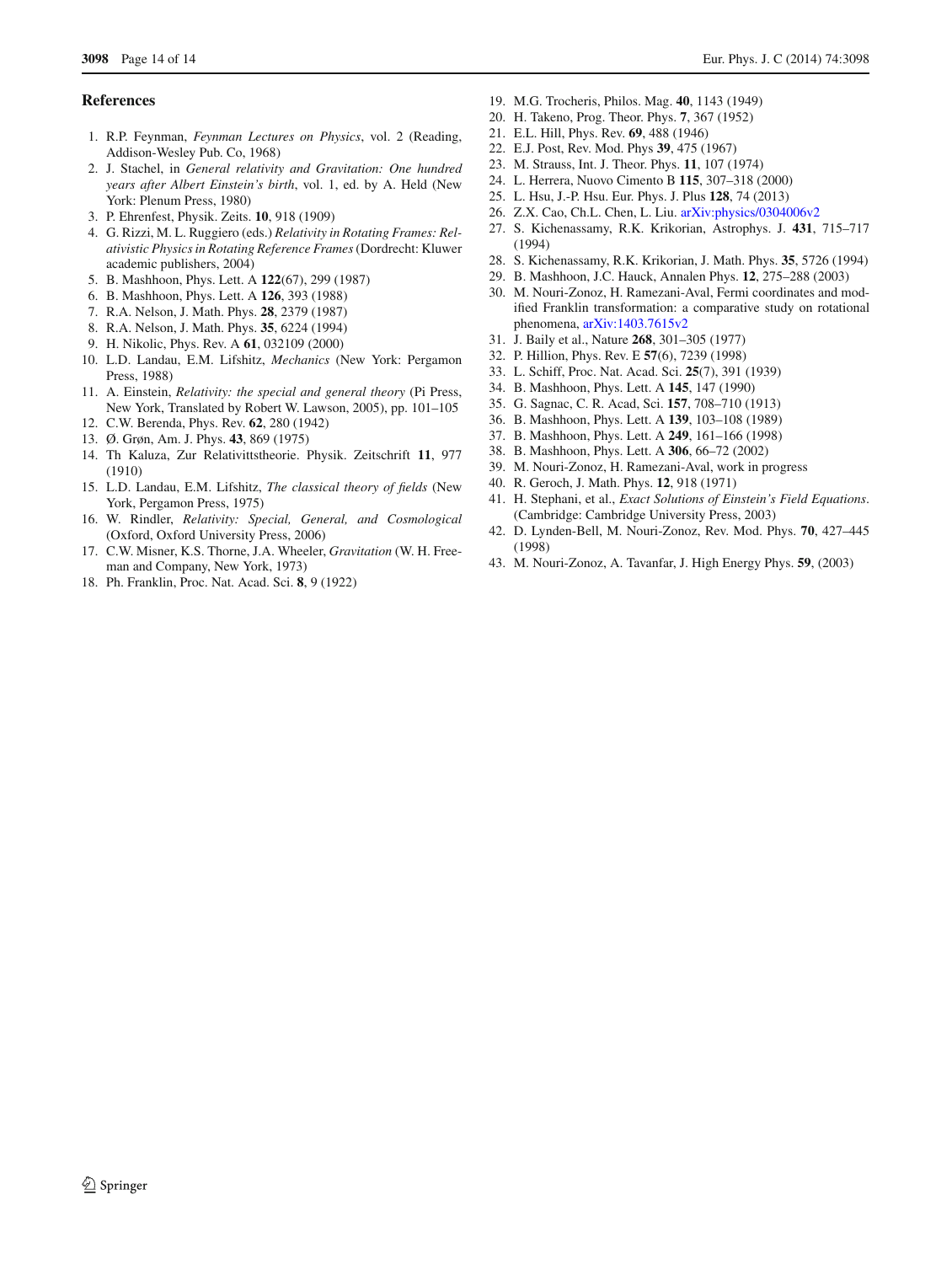## References

1. R.P. Feynman, *Feynman Lectures on Physics*, vol. 2 (Reading, Addison-Wesley Pub. Co, 1968)
2. J. Stachel, in *General relativity and Gravitation: One hundred years after Albert Einstein's birth*, vol. 1, ed. by A. Held (New York: Plenum Press, 1980)
3. P. Ehrenfest, Physik. Zeits. **10**, 918 (1909)
4. G. Rizzi, M. L. Ruggiero (eds.) *Relativity in Rotating Frames: Relativistic Physics in Rotating Reference Frames* (Dordrecht: Kluwer academic publishers, 2004)
5. B. Mashhoon, Phys. Lett. A **122**(67), 299 (1987)
6. B. Mashhoon, Phys. Lett. A **126**, 393 (1988)
7. R.A. Nelson, J. Math. Phys. **28**, 2379 (1987)
8. R.A. Nelson, J. Math. Phys. **35**, 6224 (1994)
9. H. Nikolic, Phys. Rev. A **61**, 032109 (2000)
10. L.D. Landau, E.M. Lifshitz, *Mechanics* (New York: Pergamon Press, 1988)
11. A. Einstein, *Relativity: the special and general theory* (Pi Press, New York, Translated by Robert W. Lawson, 2005), pp. 101–105
12. C.W. Berenda, Phys. Rev. **62**, 280 (1942)
13. Ø. Grøn, Am. J. Phys. **43**, 869 (1975)
14. Th Kaluza, Zur Relativittstheorie. Physik. Zeitschrift **11**, 977 (1910)
15. L.D. Landau, E.M. Lifshitz, *The classical theory of fields* (New York, Pergamon Press, 1975)
16. W. Rindler, *Relativity: Special, General, and Cosmological* (Oxford, Oxford University Press, 2006)
17. C.W. Misner, K.S. Thorne, J.A. Wheeler, *Gravitation* (W. H. Freeman and Company, New York, 1973)
18. Ph. Franklin, Proc. Nat. Acad. Sci. **8**, 9 (1922)
19. M.G. Trocheris, Philos. Mag. **40**, 1143 (1949)
20. H. Takeno, Prog. Theor. Phys. **7**, 367 (1952)
21. E.L. Hill, Phys. Rev. **69**, 488 (1946)
22. E.J. Post, Rev. Mod. Phys **39**, 475 (1967)
23. M. Strauss, Int. J. Theor. Phys. **11**, 107 (1974)
24. L. Herrera, Nuovo Cimento B **115**, 307–318 (2000)
25. L. Hsu, J.-P. Hsu. Eur. Phys. J. Plus **128**, 74 (2013)
26. Z.X. Cao, Ch.L. Chen, L. Liu. arXiv:physics/0304006v2
27. S. Kichenassamy, R.K. Krikorian, Astrophys. J. **431**, 715–717 (1994)
28. S. Kichenassamy, R.K. Krikorian, J. Math. Phys. **35**, 5726 (1994)
29. B. Mashhoon, J.C. Hauck, Annalen Phys. **12**, 275–288 (2003)
30. M. Nouri-Zonoz, H. Ramezani-Aval, Fermi coordinates and modified Franklin transformation: a comparative study on rotational phenomena, arXiv:1403.7615v2
31. J. Baily et al., Nature **268**, 301–305 (1977)
32. P. Hillion, Phys. Rev. E **57**(6), 7239 (1998)
33. L. Schiff, Proc. Nat. Acad. Sci. **25**(7), 391 (1939)
34. B. Mashhoon, Phys. Lett. A **145**, 147 (1990)
35. G. Sagnac, C. R. Acad, Sci. **157**, 708–710 (1913)
36. B. Mashhoon, Phys. Lett. A **139**, 103–108 (1989)
37. B. Mashhoon, Phys. Lett. A **249**, 161–166 (1998)
38. B. Mashhoon, Phys. Lett. A **306**, 66–72 (2002)
39. M. Nouri-Zonoz, H. Ramezani-Aval, work in progress
40. R. Geroch, J. Math. Phys. **12**, 918 (1971)
41. H. Stephani, et al., *Exact Solutions of Einstein's Field Equations*. (Cambridge: Cambridge University Press, 2003)
42. D. Lynden-Bell, M. Nouri-Zonoz, Rev. Mod. Phys. **70**, 427–445 (1998)
43. M. Nouri-Zonoz, A. Tavanfar, J. High Energy Phys. **59**, (2003)